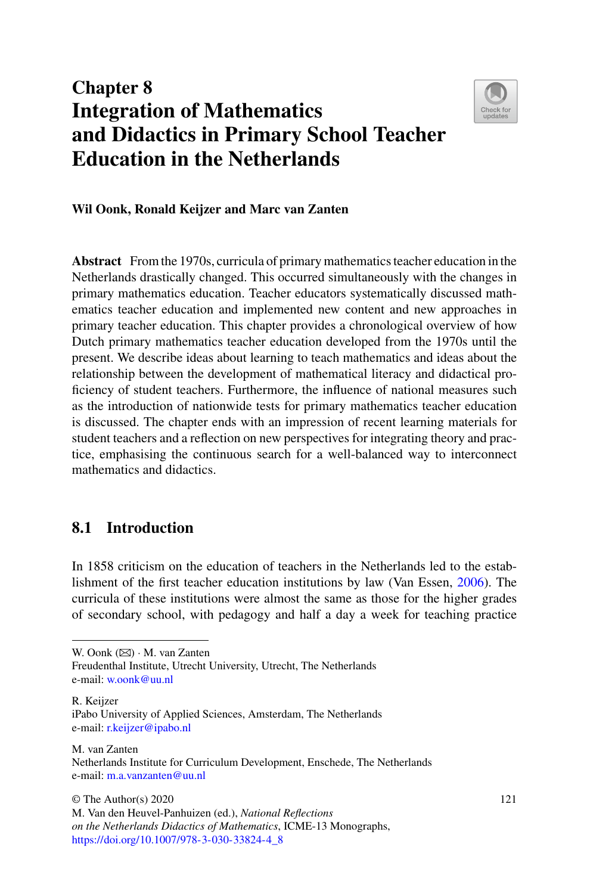# Chapter 8 Integration of Mathematics and Didactics in Primary School Teacher Education in the Netherlands

**Wil Oonk, Ronald Keijzer and Marc van Zanten**

**Abstract** From the 1970s, curricula of primary mathematics teacher education in the Netherlands drastically changed. This occurred simultaneously with the changes in primary mathematics education. Teacher educators systematically discussed mathematics teacher education and implemented new content and new approaches in primary teacher education. This chapter provides a chronological overview of how Dutch primary mathematics teacher education developed from the 1970s until the present. We describe ideas about learning to teach mathematics and ideas about the relationship between the development of mathematical literacy and didactical proficiency of student teachers. Furthermore, the influence of national measures such as the introduction of nationwide tests for primary mathematics teacher education is discussed. The chapter ends with an impression of recent learning materials for student teachers and a reflection on new perspectives for integrating theory and practice, emphasising the continuous search for a well-balanced way to interconnect mathematics and didactics.

## 8.1 Introduction

In 1858 criticism on the education of teachers in the Netherlands led to the establishment of the first teacher education institutions by law (Van Essen, 2006). The curricula of these institutions were almost the same as those for the higher grades of secondary school, with pedagogy and half a day a week for teaching practice

---

W. Oonk (✉) · M. van Zanten
Freudenthal Institute, Utrecht University, Utrecht, The Netherlands
e-mail: w.oonk@uu.nl

R. Keijzer
iPabo University of Applied Sciences, Amsterdam, The Netherlands
e-mail: r.keijzer@ipabo.nl

M. van Zanten
Netherlands Institute for Curriculum Development, Enschede, The Netherlands
e-mail: m.a.vanzanten@uu.nl

© The Author(s) 2020
M. Van den Heuvel-Panhuizen (ed.), *National Reflections on the Netherlands Didactics of Mathematics*, ICME-13 Monographs,
https://doi.org/10.1007/978-3-030-33824-4_8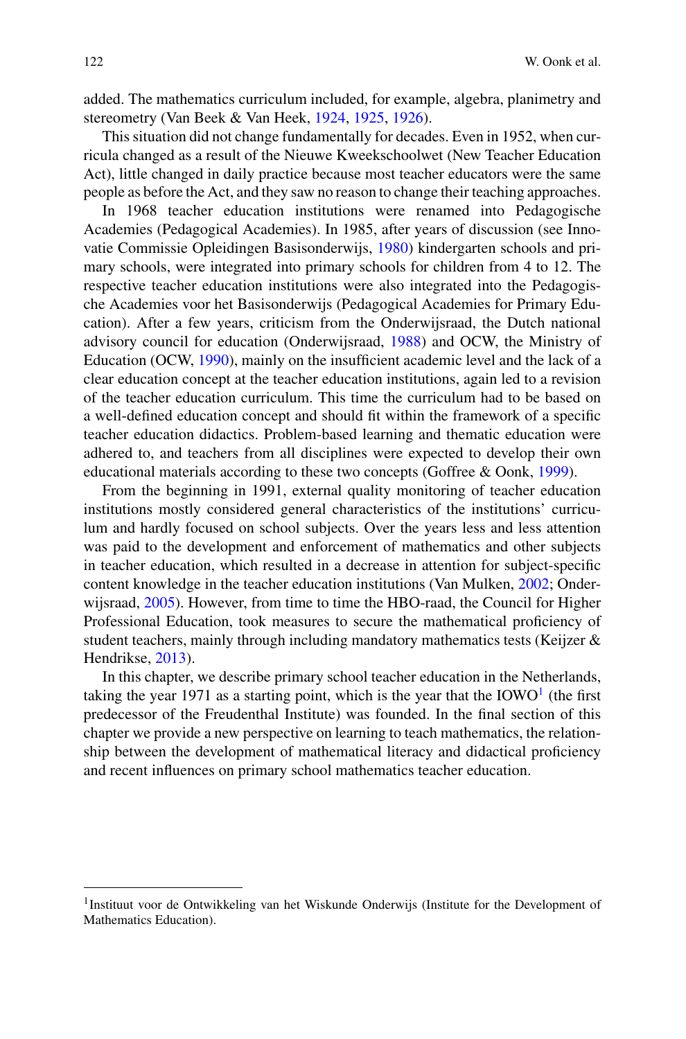added. The mathematics curriculum included, for example, algebra, planimetry and stereometry (Van Beek & Van Heek, 1924, 1925, 1926).

This situation did not change fundamentally for decades. Even in 1952, when curricula changed as a result of the Nieuwe Kweekschoolwet (New Teacher Education Act), little changed in daily practice because most teacher educators were the same people as before the Act, and they saw no reason to change their teaching approaches.

In 1968 teacher education institutions were renamed into Pedagogische Academies (Pedagogical Academies). In 1985, after years of discussion (see Innovatie Commissie Opleidingen Basisonderwijs, 1980) kindergarten schools and primary schools, were integrated into primary schools for children from 4 to 12. The respective teacher education institutions were also integrated into the Pedagogische Academies voor het Basisonderwijs (Pedagogical Academies for Primary Education). After a few years, criticism from the Onderwijsraad, the Dutch national advisory council for education (Onderwijsraad, 1988) and OCW, the Ministry of Education (OCW, 1990), mainly on the insufficient academic level and the lack of a clear education concept at the teacher education institutions, again led to a revision of the teacher education curriculum. This time the curriculum had to be based on a well-defined education concept and should fit within the framework of a specific teacher education didactics. Problem-based learning and thematic education were adhered to, and teachers from all disciplines were expected to develop their own educational materials according to these two concepts (Goffree & Oonk, 1999).

From the beginning in 1991, external quality monitoring of teacher education institutions mostly considered general characteristics of the institutions' curriculum and hardly focused on school subjects. Over the years less and less attention was paid to the development and enforcement of mathematics and other subjects in teacher education, which resulted in a decrease in attention for subject-specific content knowledge in the teacher education institutions (Van Mulken, 2002; Onderwijsraad, 2005). However, from time to time the HBO-raad, the Council for Higher Professional Education, took measures to secure the mathematical proficiency of student teachers, mainly through including mandatory mathematics tests (Keijzer & Hendrikse, 2013).

In this chapter, we describe primary school teacher education in the Netherlands, taking the year 1971 as a starting point, which is the year that the IOWO[1] (the first predecessor of the Freudenthal Institute) was founded. In the final section of this chapter we provide a new perspective on learning to teach mathematics, the relationship between the development of mathematical literacy and didactical proficiency and recent influences on primary school mathematics teacher education.

[1] Instituut voor de Ontwikkeling van het Wiskunde Onderwijs (Institute for the Development of Mathematics Education).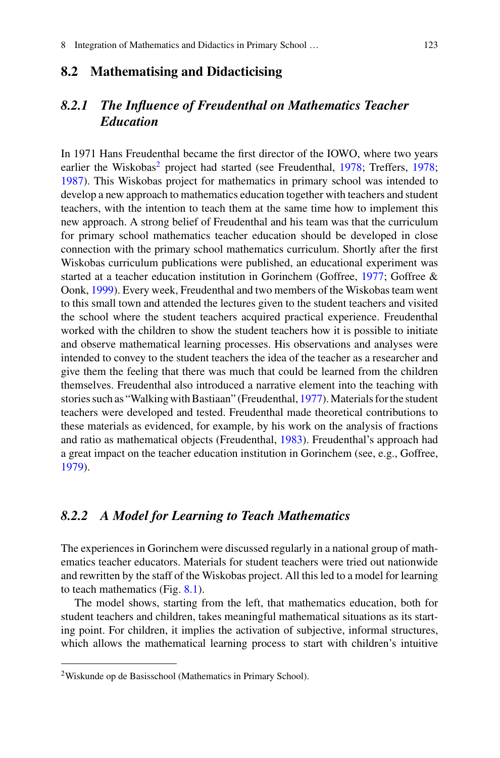## 8.2 Mathematising and Didacticising

### *8.2.1 The Influence of Freudenthal on Mathematics Teacher Education*

In 1971 Hans Freudenthal became the first director of the IOWO, where two years earlier the Wiskobas[2] project had started (see Freudenthal, 1978; Treffers, 1978; 1987). This Wiskobas project for mathematics in primary school was intended to develop a new approach to mathematics education together with teachers and student teachers, with the intention to teach them at the same time how to implement this new approach. A strong belief of Freudenthal and his team was that the curriculum for primary school mathematics teacher education should be developed in close connection with the primary school mathematics curriculum. Shortly after the first Wiskobas curriculum publications were published, an educational experiment was started at a teacher education institution in Gorinchem (Goffree, 1977; Goffree & Oonk, 1999). Every week, Freudenthal and two members of the Wiskobas team went to this small town and attended the lectures given to the student teachers and visited the school where the student teachers acquired practical experience. Freudenthal worked with the children to show the student teachers how it is possible to initiate and observe mathematical learning processes. His observations and analyses were intended to convey to the student teachers the idea of the teacher as a researcher and give them the feeling that there was much that could be learned from the children themselves. Freudenthal also introduced a narrative element into the teaching with stories such as "Walking with Bastiaan" (Freudenthal, 1977). Materials for the student teachers were developed and tested. Freudenthal made theoretical contributions to these materials as evidenced, for example, by his work on the analysis of fractions and ratio as mathematical objects (Freudenthal, 1983). Freudenthal's approach had a great impact on the teacher education institution in Gorinchem (see, e.g., Goffree, 1979).

### *8.2.2 A Model for Learning to Teach Mathematics*

The experiences in Gorinchem were discussed regularly in a national group of mathematics teacher educators. Materials for student teachers were tried out nationwide and rewritten by the staff of the Wiskobas project. All this led to a model for learning to teach mathematics (Fig. 8.1).

The model shows, starting from the left, that mathematics education, both for student teachers and children, takes meaningful mathematical situations as its starting point. For children, it implies the activation of subjective, informal structures, which allows the mathematical learning process to start with children's intuitive

[2]Wiskunde op de Basisschool (Mathematics in Primary School).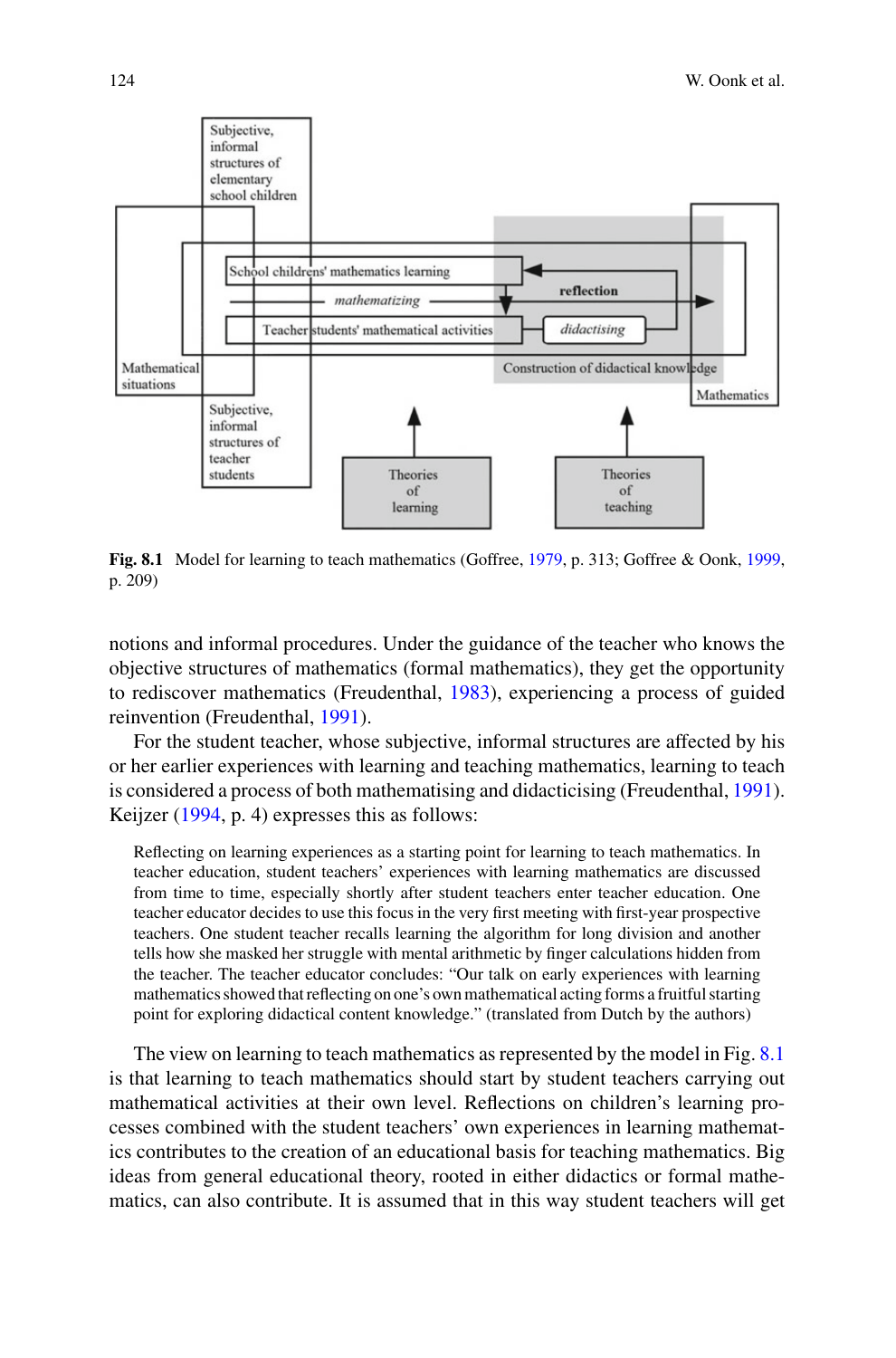Subjective, informal structures of elementary school children

School childrens' mathematics learning

*mathematizing*

reflection

Teacher students' mathematical activities

*didactising*

Mathematical situations

Construction of didactical knowledge

Mathematics

Subjective, informal structures of teacher students

Theories of learning

Theories of teaching

**Fig. 8.1** Model for learning to teach mathematics (Goffree, 1979, p. 313; Goffree & Oonk, 1999, p. 209)

notions and informal procedures. Under the guidance of the teacher who knows the objective structures of mathematics (formal mathematics), they get the opportunity to rediscover mathematics (Freudenthal, 1983), experiencing a process of guided reinvention (Freudenthal, 1991).

For the student teacher, whose subjective, informal structures are affected by his or her earlier experiences with learning and teaching mathematics, learning to teach is considered a process of both mathematising and didacticising (Freudenthal, 1991). Keijzer (1994, p. 4) expresses this as follows:

> Reflecting on learning experiences as a starting point for learning to teach mathematics. In teacher education, student teachers' experiences with learning mathematics are discussed from time to time, especially shortly after student teachers enter teacher education. One teacher educator decides to use this focus in the very first meeting with first-year prospective teachers. One student teacher recalls learning the algorithm for long division and another tells how she masked her struggle with mental arithmetic by finger calculations hidden from the teacher. The teacher educator concludes: "Our talk on early experiences with learning mathematics showed that reflecting on one's own mathematical acting forms a fruitful starting point for exploring didactical content knowledge." (translated from Dutch by the authors)

The view on learning to teach mathematics as represented by the model in Fig. 8.1 is that learning to teach mathematics should start by student teachers carrying out mathematical activities at their own level. Reflections on children's learning processes combined with the student teachers' own experiences in learning mathematics contributes to the creation of an educational basis for teaching mathematics. Big ideas from general educational theory, rooted in either didactics or formal mathematics, can also contribute. It is assumed that in this way student teachers will get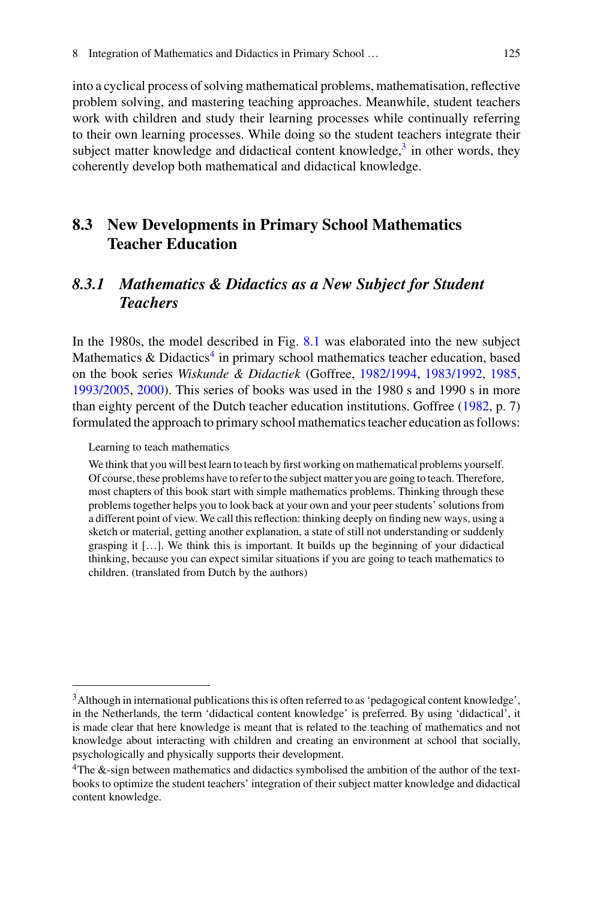into a cyclical process of solving mathematical problems, mathematisation, reflective problem solving, and mastering teaching approaches. Meanwhile, student teachers work with children and study their learning processes while continually referring to their own learning processes. While doing so the student teachers integrate their subject matter knowledge and didactical content knowledge,[3] in other words, they coherently develop both mathematical and didactical knowledge.

## 8.3 New Developments in Primary School Mathematics Teacher Education

### *8.3.1 Mathematics & Didactics as a New Subject for Student Teachers*

In the 1980s, the model described in Fig. 8.1 was elaborated into the new subject Mathematics & Didactics[4] in primary school mathematics teacher education, based on the book series *Wiskunde & Didactiek* (Goffree, 1982/1994, 1983/1992, 1985, 1993/2005, 2000). This series of books was used in the 1980 s and 1990 s in more than eighty percent of the Dutch teacher education institutions. Goffree (1982, p. 7) formulated the approach to primary school mathematics teacher education as follows:

> Learning to teach mathematics
>
> We think that you will best learn to teach by first working on mathematical problems yourself. Of course, these problems have to refer to the subject matter you are going to teach. Therefore, most chapters of this book start with simple mathematics problems. Thinking through these problems together helps you to look back at your own and your peer students' solutions from a different point of view. We call this reflection: thinking deeply on finding new ways, using a sketch or material, getting another explanation, a state of still not understanding or suddenly grasping it […]. We think this is important. It builds up the beginning of your didactical thinking, because you can expect similar situations if you are going to teach mathematics to children. (translated from Dutch by the authors)

---

[3] Although in international publications this is often referred to as 'pedagogical content knowledge', in the Netherlands, the term 'didactical content knowledge' is preferred. By using 'didactical', it is made clear that here knowledge is meant that is related to the teaching of mathematics and not knowledge about interacting with children and creating an environment at school that socially, psychologically and physically supports their development.

[4] The &-sign between mathematics and didactics symbolised the ambition of the author of the textbooks to optimize the student teachers' integration of their subject matter knowledge and didactical content knowledge.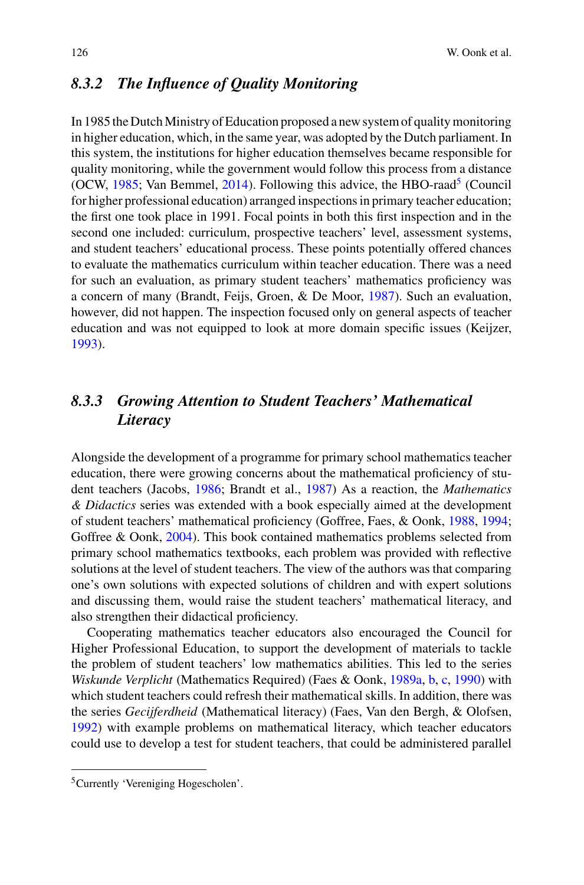### 8.3.2 The Influence of Quality Monitoring

In 1985 the Dutch Ministry of Education proposed a new system of quality monitoring in higher education, which, in the same year, was adopted by the Dutch parliament. In this system, the institutions for higher education themselves became responsible for quality monitoring, while the government would follow this process from a distance (OCW, 1985; Van Bemmel, 2014). Following this advice, the HBO-raad[5] (Council for higher professional education) arranged inspections in primary teacher education; the first one took place in 1991. Focal points in both this first inspection and in the second one included: curriculum, prospective teachers' level, assessment systems, and student teachers' educational process. These points potentially offered chances to evaluate the mathematics curriculum within teacher education. There was a need for such an evaluation, as primary student teachers' mathematics proficiency was a concern of many (Brandt, Feijs, Groen, & De Moor, 1987). Such an evaluation, however, did not happen. The inspection focused only on general aspects of teacher education and was not equipped to look at more domain specific issues (Keijzer, 1993).

### 8.3.3 Growing Attention to Student Teachers' Mathematical Literacy

Alongside the development of a programme for primary school mathematics teacher education, there were growing concerns about the mathematical proficiency of student teachers (Jacobs, 1986; Brandt et al., 1987) As a reaction, the *Mathematics & Didactics* series was extended with a book especially aimed at the development of student teachers' mathematical proficiency (Goffree, Faes, & Oonk, 1988, 1994; Goffree & Oonk, 2004). This book contained mathematics problems selected from primary school mathematics textbooks, each problem was provided with reflective solutions at the level of student teachers. The view of the authors was that comparing one's own solutions with expected solutions of children and with expert solutions and discussing them, would raise the student teachers' mathematical literacy, and also strengthen their didactical proficiency.

Cooperating mathematics teacher educators also encouraged the Council for Higher Professional Education, to support the development of materials to tackle the problem of student teachers' low mathematics abilities. This led to the series *Wiskunde Verplicht* (Mathematics Required) (Faes & Oonk, 1989a, b, c, 1990) with which student teachers could refresh their mathematical skills. In addition, there was the series *Gecijferdheid* (Mathematical literacy) (Faes, Van den Bergh, & Olofsen, 1992) with example problems on mathematical literacy, which teacher educators could use to develop a test for student teachers, that could be administered parallel

[5] Currently 'Vereniging Hogescholen'.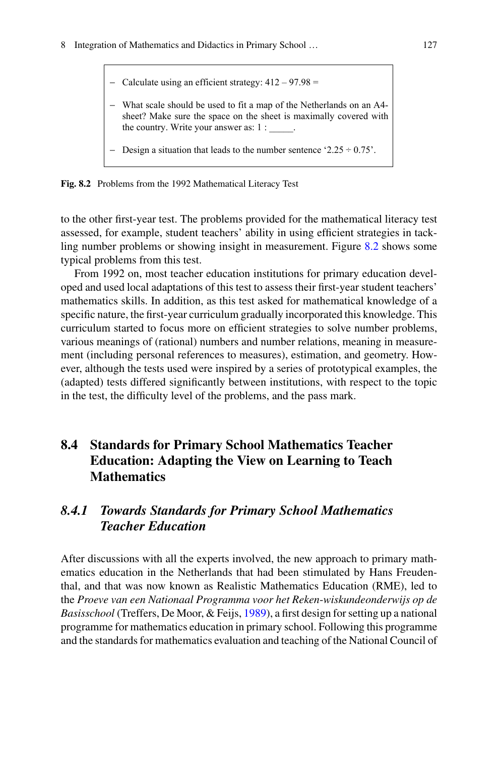- Calculate using an efficient strategy: 412 – 97.98 =
- What scale should be used to fit a map of the Netherlands on an A4-sheet? Make sure the space on the sheet is maximally covered with the country. Write your answer as: 1 : _____.
- Design a situation that leads to the number sentence '2.25 ÷ 0.75'.

**Fig. 8.2** Problems from the 1992 Mathematical Literacy Test

to the other first-year test. The problems provided for the mathematical literacy test assessed, for example, student teachers' ability in using efficient strategies in tackling number problems or showing insight in measurement. Figure 8.2 shows some typical problems from this test.

From 1992 on, most teacher education institutions for primary education developed and used local adaptations of this test to assess their first-year student teachers' mathematics skills. In addition, as this test asked for mathematical knowledge of a specific nature, the first-year curriculum gradually incorporated this knowledge. This curriculum started to focus more on efficient strategies to solve number problems, various meanings of (rational) numbers and number relations, meaning in measurement (including personal references to measures), estimation, and geometry. However, although the tests used were inspired by a series of prototypical examples, the (adapted) tests differed significantly between institutions, with respect to the topic in the test, the difficulty level of the problems, and the pass mark.

## 8.4 Standards for Primary School Mathematics Teacher Education: Adapting the View on Learning to Teach Mathematics

### *8.4.1 Towards Standards for Primary School Mathematics Teacher Education*

After discussions with all the experts involved, the new approach to primary mathematics education in the Netherlands that had been stimulated by Hans Freudenthal, and that was now known as Realistic Mathematics Education (RME), led to the *Proeve van een Nationaal Programma voor het Reken-wiskundeonderwijs op de Basisschool* (Treffers, De Moor, & Feijs, 1989), a first design for setting up a national programme for mathematics education in primary school. Following this programme and the standards for mathematics evaluation and teaching of the National Council of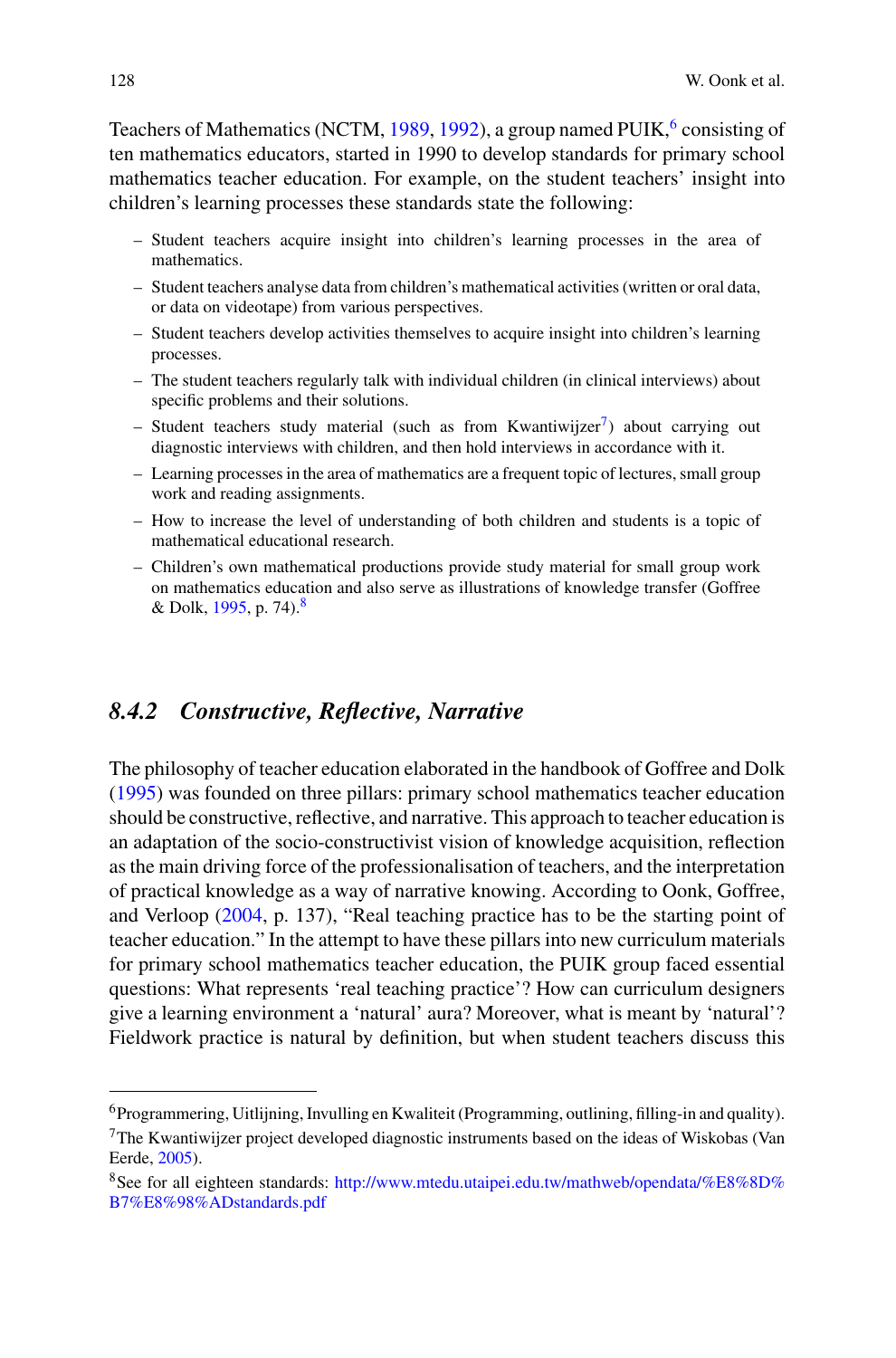Teachers of Mathematics (NCTM, 1989, 1992), a group named PUIK,[6] consisting of ten mathematics educators, started in 1990 to develop standards for primary school mathematics teacher education. For example, on the student teachers' insight into children's learning processes these standards state the following:

- Student teachers acquire insight into children's learning processes in the area of mathematics.
- Student teachers analyse data from children's mathematical activities (written or oral data, or data on videotape) from various perspectives.
- Student teachers develop activities themselves to acquire insight into children's learning processes.
- The student teachers regularly talk with individual children (in clinical interviews) about specific problems and their solutions.
- Student teachers study material (such as from Kwantiwijzer[7]) about carrying out diagnostic interviews with children, and then hold interviews in accordance with it.
- Learning processes in the area of mathematics are a frequent topic of lectures, small group work and reading assignments.
- How to increase the level of understanding of both children and students is a topic of mathematical educational research.
- Children's own mathematical productions provide study material for small group work on mathematics education and also serve as illustrations of knowledge transfer (Goffree & Dolk, 1995, p. 74).[8]

### *8.4.2 Constructive, Reflective, Narrative*

The philosophy of teacher education elaborated in the handbook of Goffree and Dolk (1995) was founded on three pillars: primary school mathematics teacher education should be constructive, reflective, and narrative. This approach to teacher education is an adaptation of the socio-constructivist vision of knowledge acquisition, reflection as the main driving force of the professionalisation of teachers, and the interpretation of practical knowledge as a way of narrative knowing. According to Oonk, Goffree, and Verloop (2004, p. 137), "Real teaching practice has to be the starting point of teacher education." In the attempt to have these pillars into new curriculum materials for primary school mathematics teacher education, the PUIK group faced essential questions: What represents 'real teaching practice'? How can curriculum designers give a learning environment a 'natural' aura? Moreover, what is meant by 'natural'? Fieldwork practice is natural by definition, but when student teachers discuss this

---

[6] Programmering, Uitlijning, Invulling en Kwaliteit (Programming, outlining, filling-in and quality).

[7] The Kwantiwijzer project developed diagnostic instruments based on the ideas of Wiskobas (Van Eerde, 2005).

[8] See for all eighteen standards: http://www.mtedu.utaipei.edu.tw/mathweb/opendata/%E8%8D%B7%E8%98%ADstandards.pdf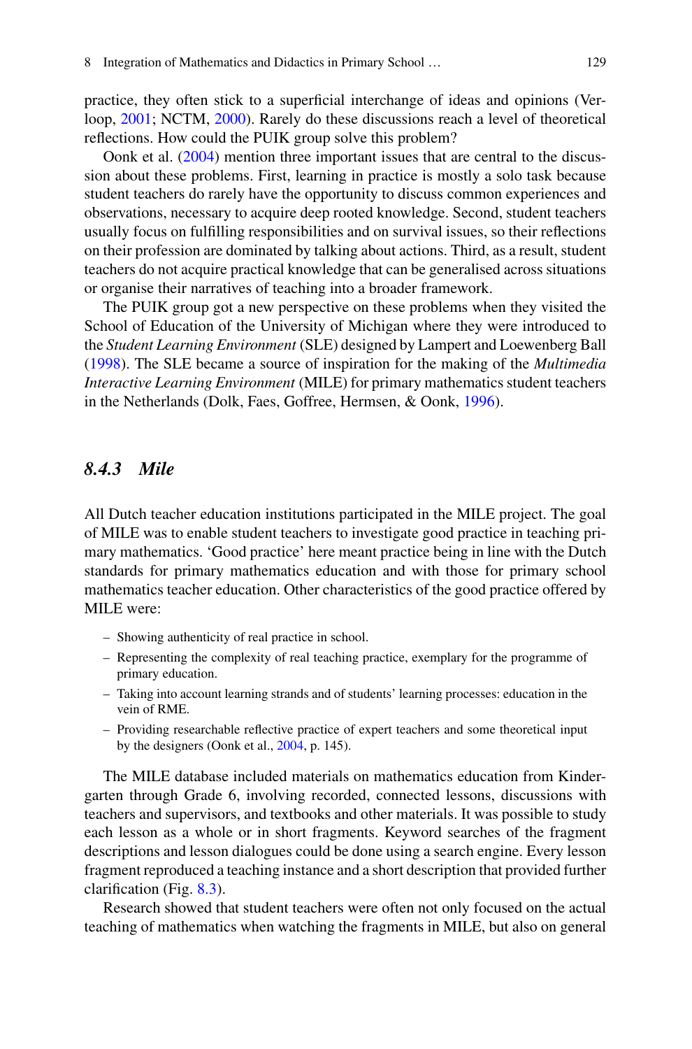practice, they often stick to a superficial interchange of ideas and opinions (Verloop, 2001; NCTM, 2000). Rarely do these discussions reach a level of theoretical reflections. How could the PUIK group solve this problem?

Oonk et al. (2004) mention three important issues that are central to the discussion about these problems. First, learning in practice is mostly a solo task because student teachers do rarely have the opportunity to discuss common experiences and observations, necessary to acquire deep rooted knowledge. Second, student teachers usually focus on fulfilling responsibilities and on survival issues, so their reflections on their profession are dominated by talking about actions. Third, as a result, student teachers do not acquire practical knowledge that can be generalised across situations or organise their narratives of teaching into a broader framework.

The PUIK group got a new perspective on these problems when they visited the School of Education of the University of Michigan where they were introduced to the *Student Learning Environment* (SLE) designed by Lampert and Loewenberg Ball (1998). The SLE became a source of inspiration for the making of the *Multimedia Interactive Learning Environment* (MILE) for primary mathematics student teachers in the Netherlands (Dolk, Faes, Goffree, Hermsen, & Oonk, 1996).

### *8.4.3 Mile*

All Dutch teacher education institutions participated in the MILE project. The goal of MILE was to enable student teachers to investigate good practice in teaching primary mathematics. 'Good practice' here meant practice being in line with the Dutch standards for primary mathematics education and with those for primary school mathematics teacher education. Other characteristics of the good practice offered by MILE were:

- Showing authenticity of real practice in school.
- Representing the complexity of real teaching practice, exemplary for the programme of primary education.
- Taking into account learning strands and of students' learning processes: education in the vein of RME.
- Providing researchable reflective practice of expert teachers and some theoretical input by the designers (Oonk et al., 2004, p. 145).

The MILE database included materials on mathematics education from Kindergarten through Grade 6, involving recorded, connected lessons, discussions with teachers and supervisors, and textbooks and other materials. It was possible to study each lesson as a whole or in short fragments. Keyword searches of the fragment descriptions and lesson dialogues could be done using a search engine. Every lesson fragment reproduced a teaching instance and a short description that provided further clarification (Fig. 8.3).

Research showed that student teachers were often not only focused on the actual teaching of mathematics when watching the fragments in MILE, but also on general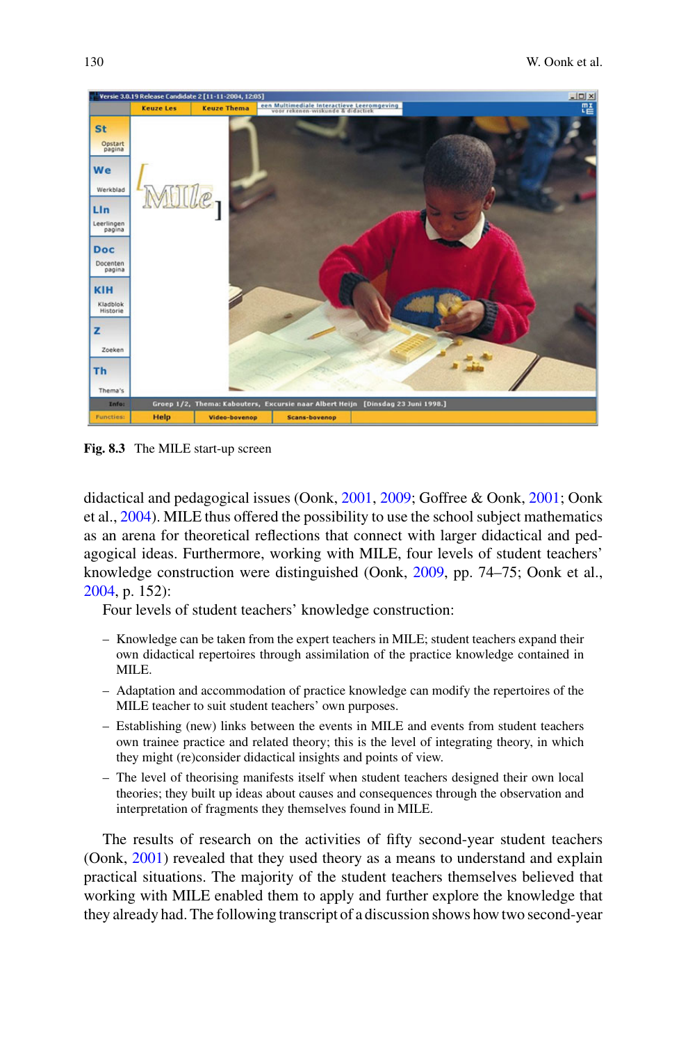Fig. 8.3 The MILE start-up screen

didactical and pedagogical issues (Oonk, 2001, 2009; Goffree & Oonk, 2001; Oonk et al., 2004). MILE thus offered the possibility to use the school subject mathematics as an arena for theoretical reflections that connect with larger didactical and pedagogical ideas. Furthermore, working with MILE, four levels of student teachers' knowledge construction were distinguished (Oonk, 2009, pp. 74–75; Oonk et al., 2004, p. 152):

Four levels of student teachers' knowledge construction:

- Knowledge can be taken from the expert teachers in MILE; student teachers expand their own didactical repertoires through assimilation of the practice knowledge contained in MILE.
- Adaptation and accommodation of practice knowledge can modify the repertoires of the MILE teacher to suit student teachers' own purposes.
- Establishing (new) links between the events in MILE and events from student teachers own trainee practice and related theory; this is the level of integrating theory, in which they might (re)consider didactical insights and points of view.
- The level of theorising manifests itself when student teachers designed their own local theories; they built up ideas about causes and consequences through the observation and interpretation of fragments they themselves found in MILE.

The results of research on the activities of fifty second-year student teachers (Oonk, 2001) revealed that they used theory as a means to understand and explain practical situations. The majority of the student teachers themselves believed that working with MILE enabled them to apply and further explore the knowledge that they already had. The following transcript of a discussion shows how two second-year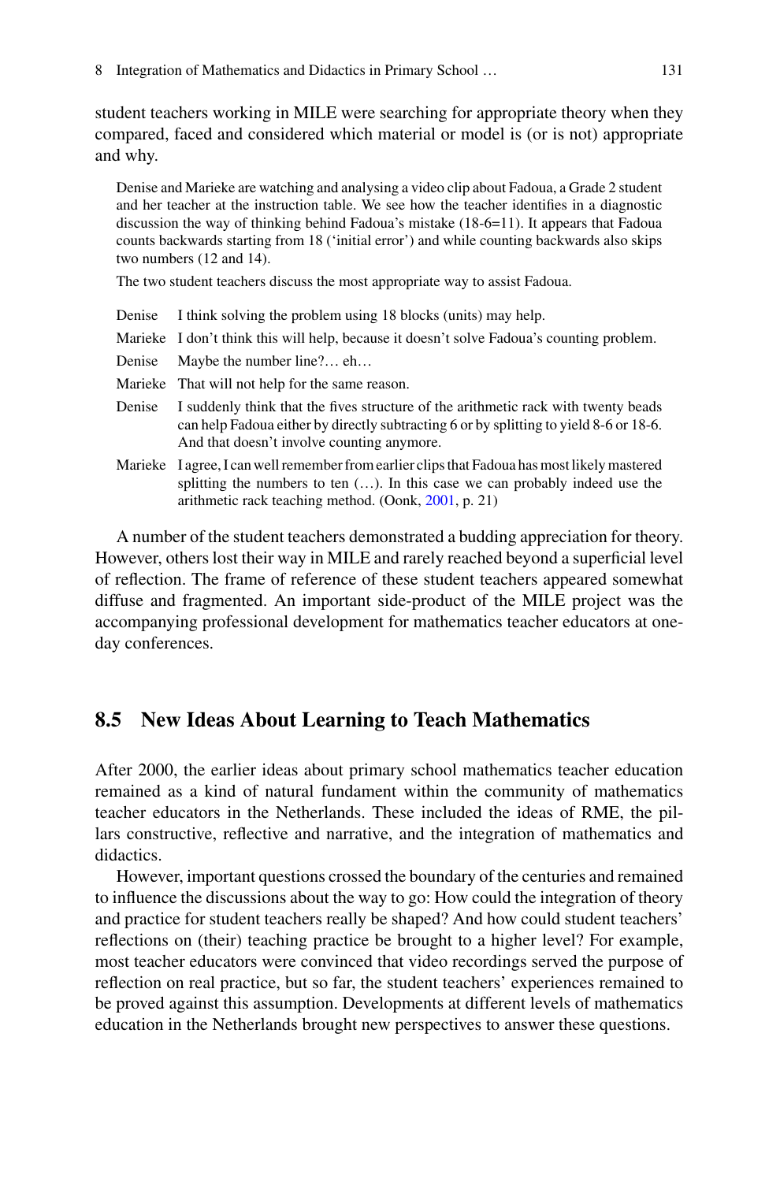student teachers working in MILE were searching for appropriate theory when they compared, faced and considered which material or model is (or is not) appropriate and why.

> Denise and Marieke are watching and analysing a video clip about Fadoua, a Grade 2 student and her teacher at the instruction table. We see how the teacher identifies in a diagnostic discussion the way of thinking behind Fadoua's mistake (18-6=11). It appears that Fadoua counts backwards starting from 18 ('initial error') and while counting backwards also skips two numbers (12 and 14).
>
> The two student teachers discuss the most appropriate way to assist Fadoua.
>
> **Denise** I think solving the problem using 18 blocks (units) may help.
>
> **Marieke** I don't think this will help, because it doesn't solve Fadoua's counting problem.
>
> **Denise** Maybe the number line?… eh…
>
> **Marieke** That will not help for the same reason.
>
> **Denise** I suddenly think that the fives structure of the arithmetic rack with twenty beads can help Fadoua either by directly subtracting 6 or by splitting to yield 8-6 or 18-6. And that doesn't involve counting anymore.
>
> **Marieke** I agree, I can well remember from earlier clips that Fadoua has most likely mastered splitting the numbers to ten (…). In this case we can probably indeed use the arithmetic rack teaching method. (Oonk, 2001, p. 21)

A number of the student teachers demonstrated a budding appreciation for theory. However, others lost their way in MILE and rarely reached beyond a superficial level of reflection. The frame of reference of these student teachers appeared somewhat diffuse and fragmented. An important side-product of the MILE project was the accompanying professional development for mathematics teacher educators at one-day conferences.

## 8.5 New Ideas About Learning to Teach Mathematics

After 2000, the earlier ideas about primary school mathematics teacher education remained as a kind of natural fundament within the community of mathematics teacher educators in the Netherlands. These included the ideas of RME, the pillars constructive, reflective and narrative, and the integration of mathematics and didactics.

However, important questions crossed the boundary of the centuries and remained to influence the discussions about the way to go: How could the integration of theory and practice for student teachers really be shaped? And how could student teachers' reflections on (their) teaching practice be brought to a higher level? For example, most teacher educators were convinced that video recordings served the purpose of reflection on real practice, but so far, the student teachers' experiences remained to be proved against this assumption. Developments at different levels of mathematics education in the Netherlands brought new perspectives to answer these questions.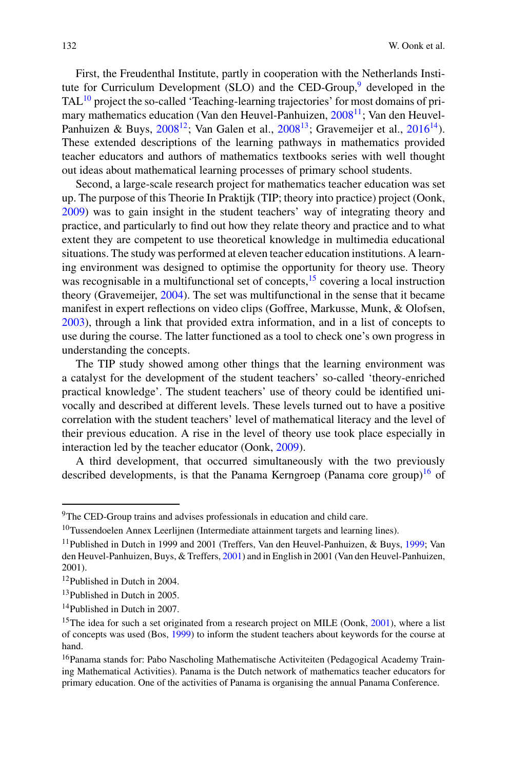First, the Freudenthal Institute, partly in cooperation with the Netherlands Institute for Curriculum Development (SLO) and the CED-Group,[9] developed in the TAL[10] project the so-called 'Teaching-learning trajectories' for most domains of primary mathematics education (Van den Heuvel-Panhuizen, 2008[11]; Van den Heuvel-Panhuizen & Buys, 2008[12]; Van Galen et al., 2008[13]; Gravemeijer et al., 2016[14]). These extended descriptions of the learning pathways in mathematics provided teacher educators and authors of mathematics textbooks series with well thought out ideas about mathematical learning processes of primary school students.

Second, a large-scale research project for mathematics teacher education was set up. The purpose of this Theorie In Praktijk (TIP; theory into practice) project (Oonk, 2009) was to gain insight in the student teachers' way of integrating theory and practice, and particularly to find out how they relate theory and practice and to what extent they are competent to use theoretical knowledge in multimedia educational situations. The study was performed at eleven teacher education institutions. A learning environment was designed to optimise the opportunity for theory use. Theory was recognisable in a multifunctional set of concepts,[15] covering a local instruction theory (Gravemeijer, 2004). The set was multifunctional in the sense that it became manifest in expert reflections on video clips (Goffree, Markusse, Munk, & Olofsen, 2003), through a link that provided extra information, and in a list of concepts to use during the course. The latter functioned as a tool to check one's own progress in understanding the concepts.

The TIP study showed among other things that the learning environment was a catalyst for the development of the student teachers' so-called 'theory-enriched practical knowledge'. The student teachers' use of theory could be identified univocally and described at different levels. These levels turned out to have a positive correlation with the student teachers' level of mathematical literacy and the level of their previous education. A rise in the level of theory use took place especially in interaction led by the teacher educator (Oonk, 2009).

A third development, that occurred simultaneously with the two previously described developments, is that the Panama Kerngroep (Panama core group)[16] of

---

[9] The CED-Group trains and advises professionals in education and child care.

[10] Tussendoelen Annex Leerlijnen (Intermediate attainment targets and learning lines).

[11] Published in Dutch in 1999 and 2001 (Treffers, Van den Heuvel-Panhuizen, & Buys, 1999; Van den Heuvel-Panhuizen, Buys, & Treffers, 2001) and in English in 2001 (Van den Heuvel-Panhuizen, 2001).

[12] Published in Dutch in 2004.

[13] Published in Dutch in 2005.

[14] Published in Dutch in 2007.

[15] The idea for such a set originated from a research project on MILE (Oonk, 2001), where a list of concepts was used (Bos, 1999) to inform the student teachers about keywords for the course at hand.

[16] Panama stands for: Pabo Nascholing Mathematische Activiteiten (Pedagogical Academy Training Mathematical Activities). Panama is the Dutch network of mathematics teacher educators for primary education. One of the activities of Panama is organising the annual Panama Conference.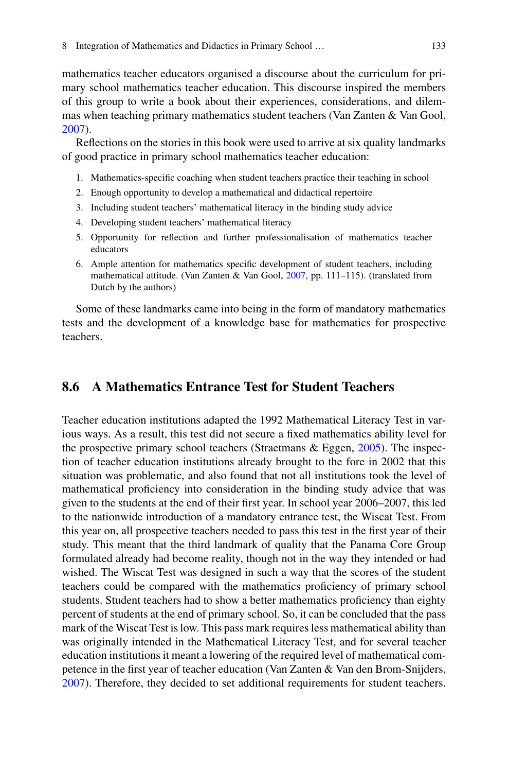mathematics teacher educators organised a discourse about the curriculum for primary school mathematics teacher education. This discourse inspired the members of this group to write a book about their experiences, considerations, and dilemmas when teaching primary mathematics student teachers (Van Zanten & Van Gool, 2007).

Reflections on the stories in this book were used to arrive at six quality landmarks of good practice in primary school mathematics teacher education:

1. Mathematics-specific coaching when student teachers practice their teaching in school
2. Enough opportunity to develop a mathematical and didactical repertoire
3. Including student teachers' mathematical literacy in the binding study advice
4. Developing student teachers' mathematical literacy
5. Opportunity for reflection and further professionalisation of mathematics teacher educators
6. Ample attention for mathematics specific development of student teachers, including mathematical attitude. (Van Zanten & Van Gool, 2007, pp. 111–115). (translated from Dutch by the authors)

Some of these landmarks came into being in the form of mandatory mathematics tests and the development of a knowledge base for mathematics for prospective teachers.

## 8.6 A Mathematics Entrance Test for Student Teachers

Teacher education institutions adapted the 1992 Mathematical Literacy Test in various ways. As a result, this test did not secure a fixed mathematics ability level for the prospective primary school teachers (Straetmans & Eggen, 2005). The inspection of teacher education institutions already brought to the fore in 2002 that this situation was problematic, and also found that not all institutions took the level of mathematical proficiency into consideration in the binding study advice that was given to the students at the end of their first year. In school year 2006–2007, this led to the nationwide introduction of a mandatory entrance test, the Wiscat Test. From this year on, all prospective teachers needed to pass this test in the first year of their study. This meant that the third landmark of quality that the Panama Core Group formulated already had become reality, though not in the way they intended or had wished. The Wiscat Test was designed in such a way that the scores of the student teachers could be compared with the mathematics proficiency of primary school students. Student teachers had to show a better mathematics proficiency than eighty percent of students at the end of primary school. So, it can be concluded that the pass mark of the Wiscat Test is low. This pass mark requires less mathematical ability than was originally intended in the Mathematical Literacy Test, and for several teacher education institutions it meant a lowering of the required level of mathematical competence in the first year of teacher education (Van Zanten & Van den Brom-Snijders, 2007). Therefore, they decided to set additional requirements for student teachers.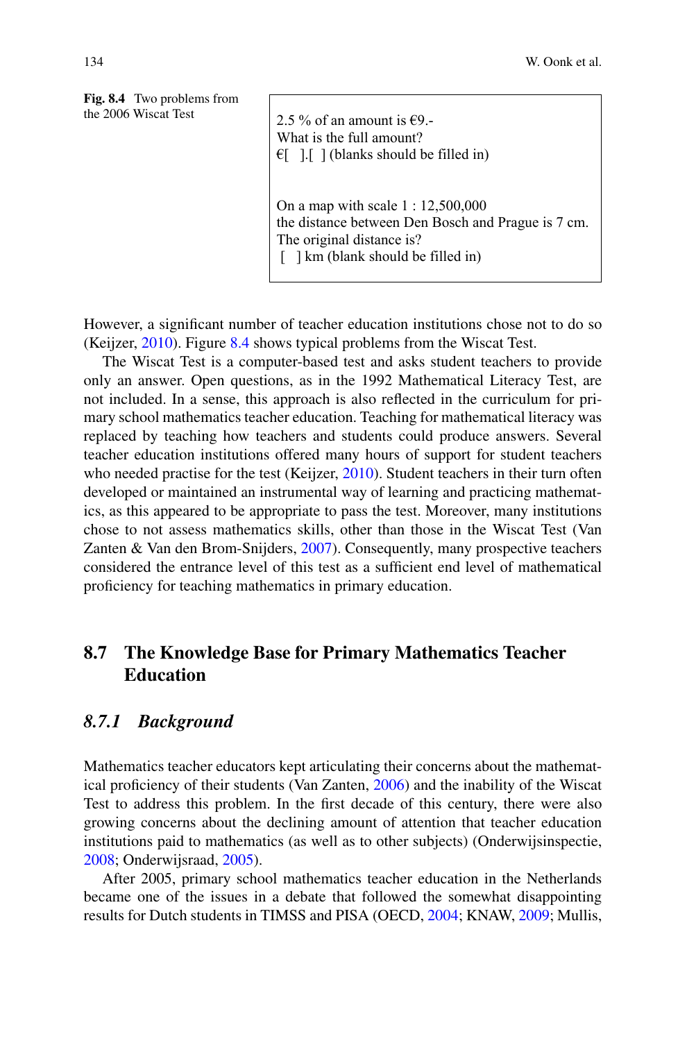**Fig. 8.4** Two problems from the 2006 Wiscat Test

> 2.5 % of an amount is €9.-
> What is the full amount?
> €[ ].[ ] (blanks should be filled in)
>
> On a map with scale 1 : 12,500,000
> the distance between Den Bosch and Prague is 7 cm.
> The original distance is?
> [ ] km (blank should be filled in)

However, a significant number of teacher education institutions chose not to do so (Keijzer, 2010). Figure 8.4 shows typical problems from the Wiscat Test.

The Wiscat Test is a computer-based test and asks student teachers to provide only an answer. Open questions, as in the 1992 Mathematical Literacy Test, are not included. In a sense, this approach is also reflected in the curriculum for primary school mathematics teacher education. Teaching for mathematical literacy was replaced by teaching how teachers and students could produce answers. Several teacher education institutions offered many hours of support for student teachers who needed practise for the test (Keijzer, 2010). Student teachers in their turn often developed or maintained an instrumental way of learning and practicing mathematics, as this appeared to be appropriate to pass the test. Moreover, many institutions chose to not assess mathematics skills, other than those in the Wiscat Test (Van Zanten & Van den Brom-Snijders, 2007). Consequently, many prospective teachers considered the entrance level of this test as a sufficient end level of mathematical proficiency for teaching mathematics in primary education.

## 8.7 The Knowledge Base for Primary Mathematics Teacher Education

### *8.7.1 Background*

Mathematics teacher educators kept articulating their concerns about the mathematical proficiency of their students (Van Zanten, 2006) and the inability of the Wiscat Test to address this problem. In the first decade of this century, there were also growing concerns about the declining amount of attention that teacher education institutions paid to mathematics (as well as to other subjects) (Onderwijsinspectie, 2008; Onderwijsraad, 2005).

After 2005, primary school mathematics teacher education in the Netherlands became one of the issues in a debate that followed the somewhat disappointing results for Dutch students in TIMSS and PISA (OECD, 2004; KNAW, 2009; Mullis,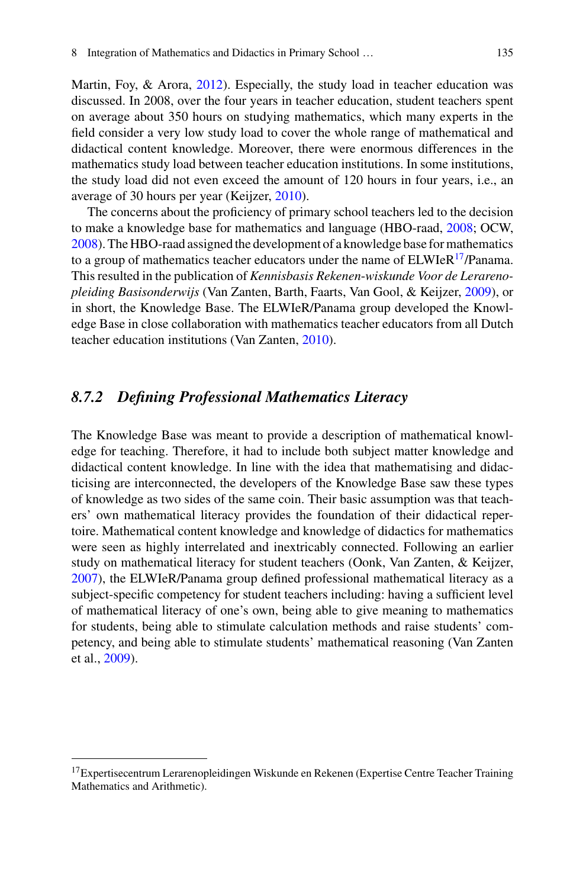Martin, Foy, & Arora, 2012). Especially, the study load in teacher education was discussed. In 2008, over the four years in teacher education, student teachers spent on average about 350 hours on studying mathematics, which many experts in the field consider a very low study load to cover the whole range of mathematical and didactical content knowledge. Moreover, there were enormous differences in the mathematics study load between teacher education institutions. In some institutions, the study load did not even exceed the amount of 120 hours in four years, i.e., an average of 30 hours per year (Keijzer, 2010).

The concerns about the proficiency of primary school teachers led to the decision to make a knowledge base for mathematics and language (HBO-raad, 2008; OCW, 2008). The HBO-raad assigned the development of a knowledge base for mathematics to a group of mathematics teacher educators under the name of ELWIeR[17]/Panama. This resulted in the publication of *Kennisbasis Rekenen-wiskunde Voor de Lerarenopleiding Basisonderwijs* (Van Zanten, Barth, Faarts, Van Gool, & Keijzer, 2009), or in short, the Knowledge Base. The ELWIeR/Panama group developed the Knowledge Base in close collaboration with mathematics teacher educators from all Dutch teacher education institutions (Van Zanten, 2010).

### *8.7.2 Defining Professional Mathematics Literacy*

The Knowledge Base was meant to provide a description of mathematical knowledge for teaching. Therefore, it had to include both subject matter knowledge and didactical content knowledge. In line with the idea that mathematising and didacticising are interconnected, the developers of the Knowledge Base saw these types of knowledge as two sides of the same coin. Their basic assumption was that teachers' own mathematical literacy provides the foundation of their didactical repertoire. Mathematical content knowledge and knowledge of didactics for mathematics were seen as highly interrelated and inextricably connected. Following an earlier study on mathematical literacy for student teachers (Oonk, Van Zanten, & Keijzer, 2007), the ELWIeR/Panama group defined professional mathematical literacy as a subject-specific competency for student teachers including: having a sufficient level of mathematical literacy of one's own, being able to give meaning to mathematics for students, being able to stimulate calculation methods and raise students' competency, and being able to stimulate students' mathematical reasoning (Van Zanten et al., 2009).

[17] Expertisecentrum Lerarenopleidingen Wiskunde en Rekenen (Expertise Centre Teacher Training Mathematics and Arithmetic).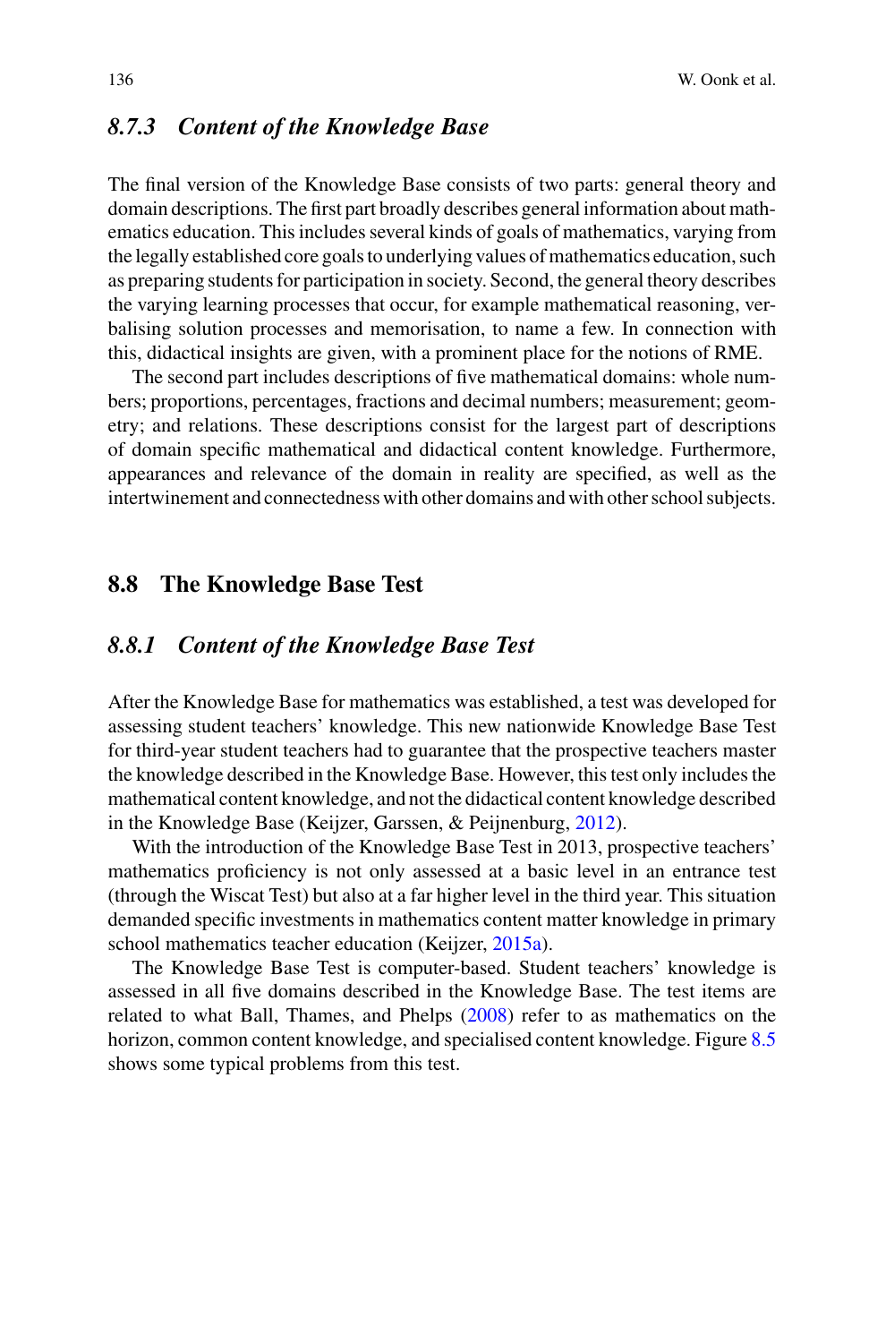### 8.7.3 Content of the Knowledge Base

The final version of the Knowledge Base consists of two parts: general theory and domain descriptions. The first part broadly describes general information about mathematics education. This includes several kinds of goals of mathematics, varying from the legally established core goals to underlying values of mathematics education, such as preparing students for participation in society. Second, the general theory describes the varying learning processes that occur, for example mathematical reasoning, verbalising solution processes and memorisation, to name a few. In connection with this, didactical insights are given, with a prominent place for the notions of RME.

The second part includes descriptions of five mathematical domains: whole numbers; proportions, percentages, fractions and decimal numbers; measurement; geometry; and relations. These descriptions consist for the largest part of descriptions of domain specific mathematical and didactical content knowledge. Furthermore, appearances and relevance of the domain in reality are specified, as well as the intertwinement and connectedness with other domains and with other school subjects.

## 8.8 The Knowledge Base Test

### 8.8.1 Content of the Knowledge Base Test

After the Knowledge Base for mathematics was established, a test was developed for assessing student teachers' knowledge. This new nationwide Knowledge Base Test for third-year student teachers had to guarantee that the prospective teachers master the knowledge described in the Knowledge Base. However, this test only includes the mathematical content knowledge, and not the didactical content knowledge described in the Knowledge Base (Keijzer, Garssen, & Peijnenburg, 2012).

With the introduction of the Knowledge Base Test in 2013, prospective teachers' mathematics proficiency is not only assessed at a basic level in an entrance test (through the Wiscat Test) but also at a far higher level in the third year. This situation demanded specific investments in mathematics content matter knowledge in primary school mathematics teacher education (Keijzer, 2015a).

The Knowledge Base Test is computer-based. Student teachers' knowledge is assessed in all five domains described in the Knowledge Base. The test items are related to what Ball, Thames, and Phelps (2008) refer to as mathematics on the horizon, common content knowledge, and specialised content knowledge. Figure 8.5 shows some typical problems from this test.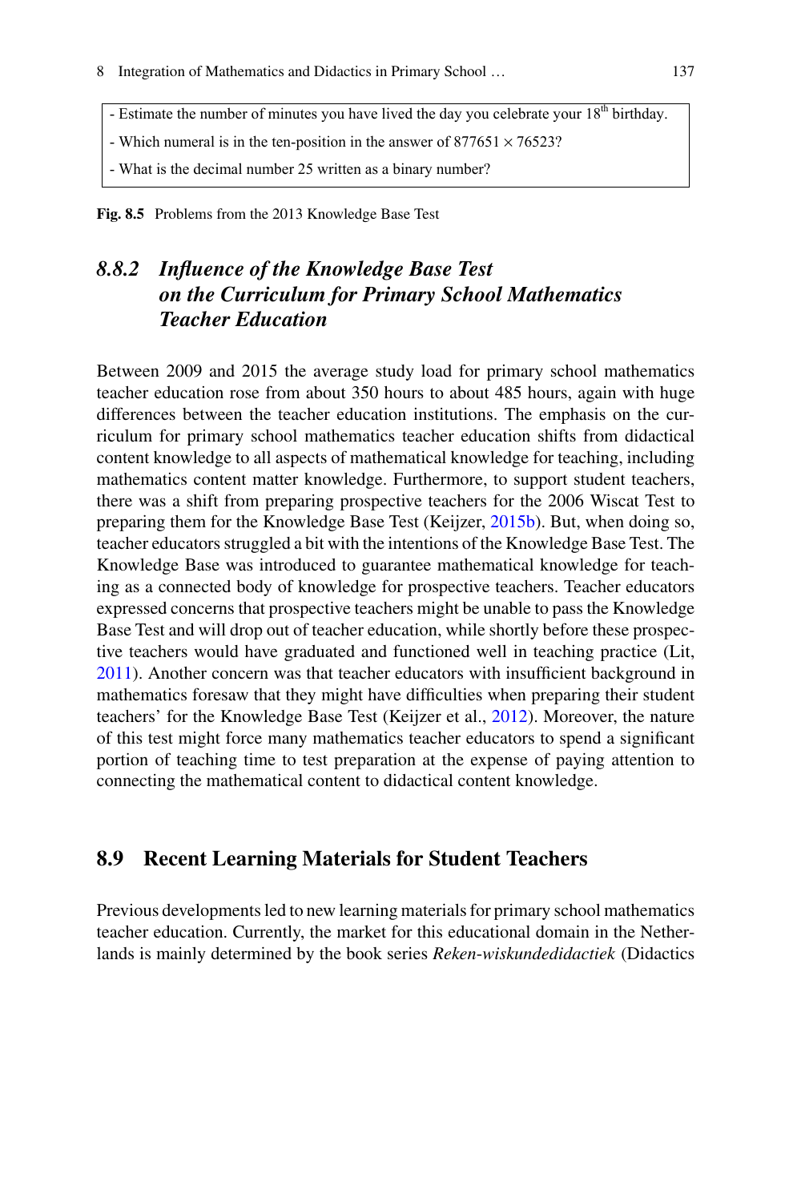- Estimate the number of minutes you have lived the day you celebrate your 18th birthday.
- Which numeral is in the ten-position in the answer of $877651 \times 76523$?
- What is the decimal number 25 written as a binary number?

**Fig. 8.5** Problems from the 2013 Knowledge Base Test

### *8.8.2 Influence of the Knowledge Base Test on the Curriculum for Primary School Mathematics Teacher Education*

Between 2009 and 2015 the average study load for primary school mathematics teacher education rose from about 350 hours to about 485 hours, again with huge differences between the teacher education institutions. The emphasis on the curriculum for primary school mathematics teacher education shifts from didactical content knowledge to all aspects of mathematical knowledge for teaching, including mathematics content matter knowledge. Furthermore, to support student teachers, there was a shift from preparing prospective teachers for the 2006 Wiscat Test to preparing them for the Knowledge Base Test (Keijzer, 2015b). But, when doing so, teacher educators struggled a bit with the intentions of the Knowledge Base Test. The Knowledge Base was introduced to guarantee mathematical knowledge for teaching as a connected body of knowledge for prospective teachers. Teacher educators expressed concerns that prospective teachers might be unable to pass the Knowledge Base Test and will drop out of teacher education, while shortly before these prospective teachers would have graduated and functioned well in teaching practice (Lit, 2011). Another concern was that teacher educators with insufficient background in mathematics foresaw that they might have difficulties when preparing their student teachers' for the Knowledge Base Test (Keijzer et al., 2012). Moreover, the nature of this test might force many mathematics teacher educators to spend a significant portion of teaching time to test preparation at the expense of paying attention to connecting the mathematical content to didactical content knowledge.

## 8.9 Recent Learning Materials for Student Teachers

Previous developments led to new learning materials for primary school mathematics teacher education. Currently, the market for this educational domain in the Netherlands is mainly determined by the book series *Reken-wiskundedidactiek* (Didactics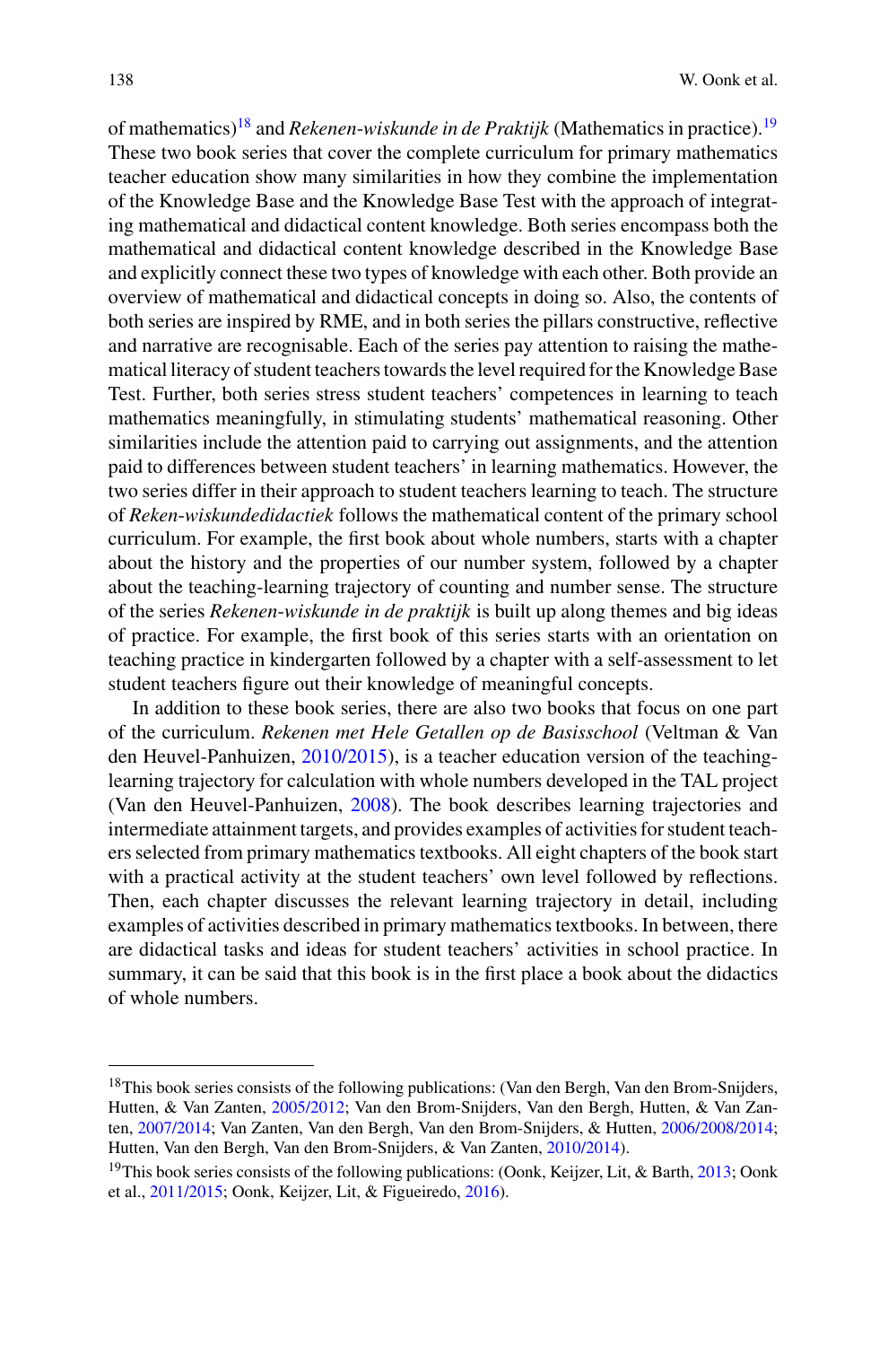of mathematics)[18] and *Rekenen-wiskunde in de Praktijk* (Mathematics in practice).[19] These two book series that cover the complete curriculum for primary mathematics teacher education show many similarities in how they combine the implementation of the Knowledge Base and the Knowledge Base Test with the approach of integrating mathematical and didactical content knowledge. Both series encompass both the mathematical and didactical content knowledge described in the Knowledge Base and explicitly connect these two types of knowledge with each other. Both provide an overview of mathematical and didactical concepts in doing so. Also, the contents of both series are inspired by RME, and in both series the pillars constructive, reflective and narrative are recognisable. Each of the series pay attention to raising the mathematical literacy of student teachers towards the level required for the Knowledge Base Test. Further, both series stress student teachers' competences in learning to teach mathematics meaningfully, in stimulating students' mathematical reasoning. Other similarities include the attention paid to carrying out assignments, and the attention paid to differences between student teachers' in learning mathematics. However, the two series differ in their approach to student teachers learning to teach. The structure of *Reken-wiskundedidactiek* follows the mathematical content of the primary school curriculum. For example, the first book about whole numbers, starts with a chapter about the history and the properties of our number system, followed by a chapter about the teaching-learning trajectory of counting and number sense. The structure of the series *Rekenen-wiskunde in de praktijk* is built up along themes and big ideas of practice. For example, the first book of this series starts with an orientation on teaching practice in kindergarten followed by a chapter with a self-assessment to let student teachers figure out their knowledge of meaningful concepts.

In addition to these book series, there are also two books that focus on one part of the curriculum. *Rekenen met Hele Getallen op de Basisschool* (Veltman & Van den Heuvel-Panhuizen, 2010/2015), is a teacher education version of the teaching-learning trajectory for calculation with whole numbers developed in the TAL project (Van den Heuvel-Panhuizen, 2008). The book describes learning trajectories and intermediate attainment targets, and provides examples of activities for student teachers selected from primary mathematics textbooks. All eight chapters of the book start with a practical activity at the student teachers' own level followed by reflections. Then, each chapter discusses the relevant learning trajectory in detail, including examples of activities described in primary mathematics textbooks. In between, there are didactical tasks and ideas for student teachers' activities in school practice. In summary, it can be said that this book is in the first place a book about the didactics of whole numbers.

---

[18] This book series consists of the following publications: (Van den Bergh, Van den Brom-Snijders, Hutten, & Van Zanten, 2005/2012; Van den Brom-Snijders, Van den Bergh, Hutten, & Van Zanten, 2007/2014; Van Zanten, Van den Bergh, Van den Brom-Snijders, & Hutten, 2006/2008/2014; Hutten, Van den Bergh, Van den Brom-Snijders, & Van Zanten, 2010/2014).

[19] This book series consists of the following publications: (Oonk, Keijzer, Lit, & Barth, 2013; Oonk et al., 2011/2015; Oonk, Keijzer, Lit, & Figueiredo, 2016).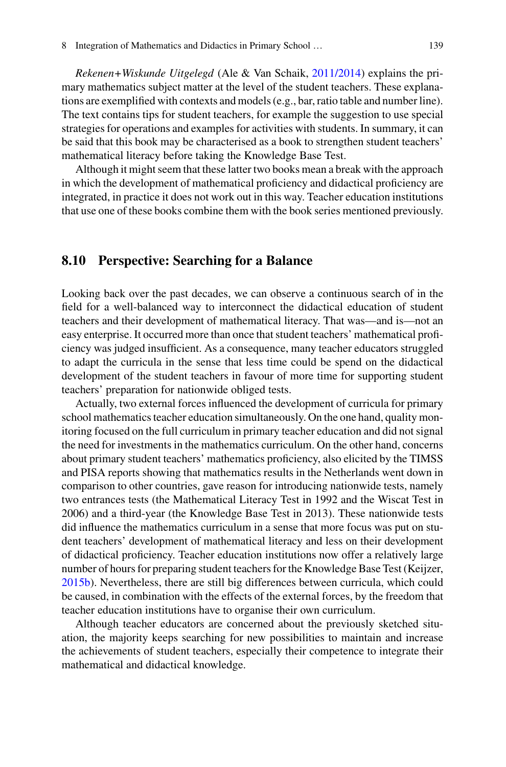*Rekenen+Wiskunde Uitgelegd* (Ale & Van Schaik, 2011/2014) explains the primary mathematics subject matter at the level of the student teachers. These explanations are exemplified with contexts and models (e.g., bar, ratio table and number line). The text contains tips for student teachers, for example the suggestion to use special strategies for operations and examples for activities with students. In summary, it can be said that this book may be characterised as a book to strengthen student teachers' mathematical literacy before taking the Knowledge Base Test.

Although it might seem that these latter two books mean a break with the approach in which the development of mathematical proficiency and didactical proficiency are integrated, in practice it does not work out in this way. Teacher education institutions that use one of these books combine them with the book series mentioned previously.

## 8.10 Perspective: Searching for a Balance

Looking back over the past decades, we can observe a continuous search of in the field for a well-balanced way to interconnect the didactical education of student teachers and their development of mathematical literacy. That was—and is—not an easy enterprise. It occurred more than once that student teachers' mathematical proficiency was judged insufficient. As a consequence, many teacher educators struggled to adapt the curricula in the sense that less time could be spend on the didactical development of the student teachers in favour of more time for supporting student teachers' preparation for nationwide obliged tests.

Actually, two external forces influenced the development of curricula for primary school mathematics teacher education simultaneously. On the one hand, quality monitoring focused on the full curriculum in primary teacher education and did not signal the need for investments in the mathematics curriculum. On the other hand, concerns about primary student teachers' mathematics proficiency, also elicited by the TIMSS and PISA reports showing that mathematics results in the Netherlands went down in comparison to other countries, gave reason for introducing nationwide tests, namely two entrances tests (the Mathematical Literacy Test in 1992 and the Wiscat Test in 2006) and a third-year (the Knowledge Base Test in 2013). These nationwide tests did influence the mathematics curriculum in a sense that more focus was put on student teachers' development of mathematical literacy and less on their development of didactical proficiency. Teacher education institutions now offer a relatively large number of hours for preparing student teachers for the Knowledge Base Test (Keijzer, 2015b). Nevertheless, there are still big differences between curricula, which could be caused, in combination with the effects of the external forces, by the freedom that teacher education institutions have to organise their own curriculum.

Although teacher educators are concerned about the previously sketched situation, the majority keeps searching for new possibilities to maintain and increase the achievements of student teachers, especially their competence to integrate their mathematical and didactical knowledge.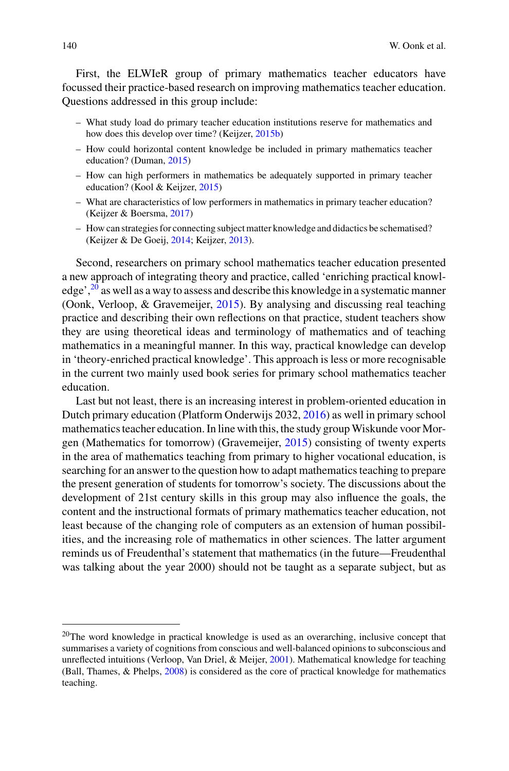First, the ELWIeR group of primary mathematics teacher educators have focussed their practice-based research on improving mathematics teacher education. Questions addressed in this group include:

- What study load do primary teacher education institutions reserve for mathematics and how does this develop over time? (Keijzer, 2015b)
- How could horizontal content knowledge be included in primary mathematics teacher education? (Duman, 2015)
- How can high performers in mathematics be adequately supported in primary teacher education? (Kool & Keijzer, 2015)
- What are characteristics of low performers in mathematics in primary teacher education? (Keijzer & Boersma, 2017)
- How can strategies for connecting subject matter knowledge and didactics be schematised? (Keijzer & De Goeij, 2014; Keijzer, 2013).

Second, researchers on primary school mathematics teacher education presented a new approach of integrating theory and practice, called 'enriching practical knowledge',[20] as well as a way to assess and describe this knowledge in a systematic manner (Oonk, Verloop, & Gravemeijer, 2015). By analysing and discussing real teaching practice and describing their own reflections on that practice, student teachers show they are using theoretical ideas and terminology of mathematics and of teaching mathematics in a meaningful manner. In this way, practical knowledge can develop in 'theory-enriched practical knowledge'. This approach is less or more recognisable in the current two mainly used book series for primary school mathematics teacher education.

Last but not least, there is an increasing interest in problem-oriented education in Dutch primary education (Platform Onderwijs 2032, 2016) as well in primary school mathematics teacher education. In line with this, the study group Wiskunde voor Morgen (Mathematics for tomorrow) (Gravemeijer, 2015) consisting of twenty experts in the area of mathematics teaching from primary to higher vocational education, is searching for an answer to the question how to adapt mathematics teaching to prepare the present generation of students for tomorrow's society. The discussions about the development of 21st century skills in this group may also influence the goals, the content and the instructional formats of primary mathematics teacher education, not least because of the changing role of computers as an extension of human possibilities, and the increasing role of mathematics in other sciences. The latter argument reminds us of Freudenthal's statement that mathematics (in the future—Freudenthal was talking about the year 2000) should not be taught as a separate subject, but as

---

[20] The word knowledge in practical knowledge is used as an overarching, inclusive concept that summarises a variety of cognitions from conscious and well-balanced opinions to subconscious and unreflected intuitions (Verloop, Van Driel, & Meijer, 2001). Mathematical knowledge for teaching (Ball, Thames, & Phelps, 2008) is considered as the core of practical knowledge for mathematics teaching.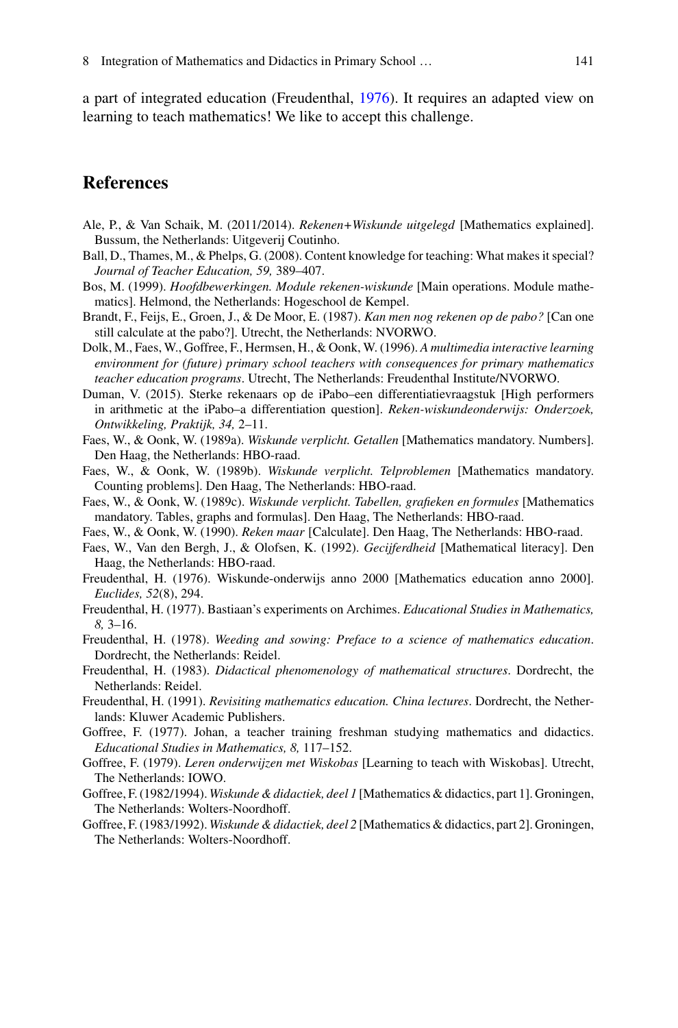a part of integrated education (Freudenthal, 1976). It requires an adapted view on learning to teach mathematics! We like to accept this challenge.

## References

Ale, P., & Van Schaik, M. (2011/2014). *Rekenen+Wiskunde uitgelegd* [Mathematics explained]. Bussum, the Netherlands: Uitgeverij Coutinho.

Ball, D., Thames, M., & Phelps, G. (2008). Content knowledge for teaching: What makes it special? *Journal of Teacher Education, 59,* 389–407.

Bos, M. (1999). *Hoofdbewerkingen. Module rekenen-wiskunde* [Main operations. Module mathematics]. Helmond, the Netherlands: Hogeschool de Kempel.

Brandt, F., Feijs, E., Groen, J., & De Moor, E. (1987). *Kan men nog rekenen op de pabo?* [Can one still calculate at the pabo?]. Utrecht, the Netherlands: NVORWO.

Dolk, M., Faes, W., Goffree, F., Hermsen, H., & Oonk, W. (1996). *A multimedia interactive learning environment for (future) primary school teachers with consequences for primary mathematics teacher education programs*. Utrecht, The Netherlands: Freudenthal Institute/NVORWO.

Duman, V. (2015). Sterke rekenaars op de iPabo–een differentiatievraagstuk [High performers in arithmetic at the iPabo–a differentiation question]. *Reken-wiskundeonderwijs: Onderzoek, Ontwikkeling, Praktijk, 34,* 2–11.

Faes, W., & Oonk, W. (1989a). *Wiskunde verplicht. Getallen* [Mathematics mandatory. Numbers]. Den Haag, the Netherlands: HBO-raad.

Faes, W., & Oonk, W. (1989b). *Wiskunde verplicht. Telproblemen* [Mathematics mandatory. Counting problems]. Den Haag, The Netherlands: HBO-raad.

Faes, W., & Oonk, W. (1989c). *Wiskunde verplicht. Tabellen, grafieken en formules* [Mathematics mandatory. Tables, graphs and formulas]. Den Haag, The Netherlands: HBO-raad.

Faes, W., & Oonk, W. (1990). *Reken maar* [Calculate]. Den Haag, The Netherlands: HBO-raad.

Faes, W., Van den Bergh, J., & Olofsen, K. (1992). *Gecijferdheid* [Mathematical literacy]. Den Haag, the Netherlands: HBO-raad.

Freudenthal, H. (1976). Wiskunde-onderwijs anno 2000 [Mathematics education anno 2000]. *Euclides, 52*(8), 294.

Freudenthal, H. (1977). Bastiaan's experiments on Archimes. *Educational Studies in Mathematics, 8,* 3–16.

Freudenthal, H. (1978). *Weeding and sowing: Preface to a science of mathematics education*. Dordrecht, the Netherlands: Reidel.

Freudenthal, H. (1983). *Didactical phenomenology of mathematical structures*. Dordrecht, the Netherlands: Reidel.

Freudenthal, H. (1991). *Revisiting mathematics education. China lectures*. Dordrecht, the Netherlands: Kluwer Academic Publishers.

Goffree, F. (1977). Johan, a teacher training freshman studying mathematics and didactics. *Educational Studies in Mathematics, 8,* 117–152.

Goffree, F. (1979). *Leren onderwijzen met Wiskobas* [Learning to teach with Wiskobas]. Utrecht, The Netherlands: IOWO.

Goffree, F. (1982/1994). *Wiskunde & didactiek, deel 1* [Mathematics & didactics, part 1]. Groningen, The Netherlands: Wolters-Noordhoff.

Goffree, F. (1983/1992). *Wiskunde & didactiek, deel 2* [Mathematics & didactics, part 2]. Groningen, The Netherlands: Wolters-Noordhoff.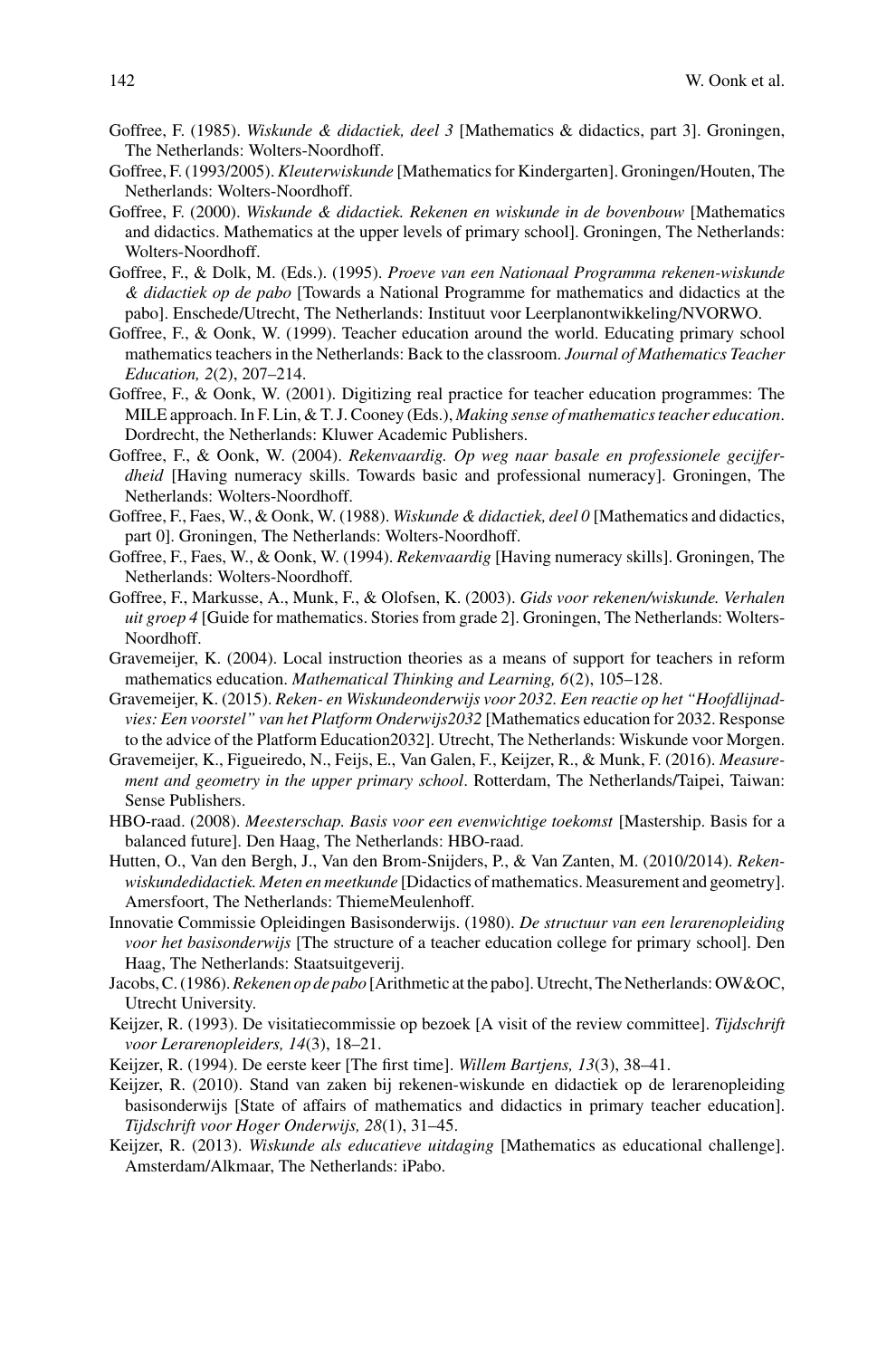Goffree, F. (1985). *Wiskunde & didactiek, deel 3* [Mathematics & didactics, part 3]. Groningen, The Netherlands: Wolters-Noordhoff.

Goffree, F. (1993/2005). *Kleuterwiskunde* [Mathematics for Kindergarten]. Groningen/Houten, The Netherlands: Wolters-Noordhoff.

Goffree, F. (2000). *Wiskunde & didactiek. Rekenen en wiskunde in de bovenbouw* [Mathematics and didactics. Mathematics at the upper levels of primary school]. Groningen, The Netherlands: Wolters-Noordhoff.

Goffree, F., & Dolk, M. (Eds.). (1995). *Proeve van een Nationaal Programma rekenen-wiskunde & didactiek op de pabo* [Towards a National Programme for mathematics and didactics at the pabo]. Enschede/Utrecht, The Netherlands: Instituut voor Leerplanontwikkeling/NVORWO.

Goffree, F., & Oonk, W. (1999). Teacher education around the world. Educating primary school mathematics teachers in the Netherlands: Back to the classroom. *Journal of Mathematics Teacher Education, 2*(2), 207–214.

Goffree, F., & Oonk, W. (2001). Digitizing real practice for teacher education programmes: The MILE approach. In F. Lin, & T. J. Cooney (Eds.), *Making sense of mathematics teacher education*. Dordrecht, the Netherlands: Kluwer Academic Publishers.

Goffree, F., & Oonk, W. (2004). *Rekenvaardig. Op weg naar basale en professionele gecijferdheid* [Having numeracy skills. Towards basic and professional numeracy]. Groningen, The Netherlands: Wolters-Noordhoff.

Goffree, F., Faes, W., & Oonk, W. (1988). *Wiskunde & didactiek, deel 0* [Mathematics and didactics, part 0]. Groningen, The Netherlands: Wolters-Noordhoff.

Goffree, F., Faes, W., & Oonk, W. (1994). *Rekenvaardig* [Having numeracy skills]. Groningen, The Netherlands: Wolters-Noordhoff.

Goffree, F., Markusse, A., Munk, F., & Olofsen, K. (2003). *Gids voor rekenen/wiskunde. Verhalen uit groep 4* [Guide for mathematics. Stories from grade 2]. Groningen, The Netherlands: Wolters-Noordhoff.

Gravemeijer, K. (2004). Local instruction theories as a means of support for teachers in reform mathematics education. *Mathematical Thinking and Learning, 6*(2), 105–128.

Gravemeijer, K. (2015). *Reken- en Wiskundeonderwijs voor 2032. Een reactie op het "Hoofdlijnadvies: Een voorstel" van het Platform Onderwijs2032* [Mathematics education for 2032. Response to the advice of the Platform Education2032]. Utrecht, The Netherlands: Wiskunde voor Morgen.

Gravemeijer, K., Figueiredo, N., Feijs, E., Van Galen, F., Keijzer, R., & Munk, F. (2016). *Measurement and geometry in the upper primary school*. Rotterdam, The Netherlands/Taipei, Taiwan: Sense Publishers.

HBO-raad. (2008). *Meesterschap. Basis voor een evenwichtige toekomst* [Mastership. Basis for a balanced future]. Den Haag, The Netherlands: HBO-raad.

Hutten, O., Van den Bergh, J., Van den Brom-Snijders, P., & Van Zanten, M. (2010/2014). *Rekenwiskundedidactiek. Meten en meetkunde* [Didactics of mathematics. Measurement and geometry]. Amersfoort, The Netherlands: ThiemeMeulenhoff.

Innovatie Commissie Opleidingen Basisonderwijs. (1980). *De structuur van een lerarenopleiding voor het basisonderwijs* [The structure of a teacher education college for primary school]. Den Haag, The Netherlands: Staatsuitgeverij.

Jacobs, C. (1986). *Rekenen op de pabo* [Arithmetic at the pabo]. Utrecht, The Netherlands: OW&OC, Utrecht University.

Keijzer, R. (1993). De visitatiecommissie op bezoek [A visit of the review committee]. *Tijdschrift voor Lerarenopleiders, 14*(3), 18–21.

Keijzer, R. (1994). De eerste keer [The first time]. *Willem Bartjens, 13*(3), 38–41.

Keijzer, R. (2010). Stand van zaken bij rekenen-wiskunde en didactiek op de lerarenopleiding basisonderwijs [State of affairs of mathematics and didactics in primary teacher education]. *Tijdschrift voor Hoger Onderwijs, 28*(1), 31–45.

Keijzer, R. (2013). *Wiskunde als educatieve uitdaging* [Mathematics as educational challenge]. Amsterdam/Alkmaar, The Netherlands: iPabo.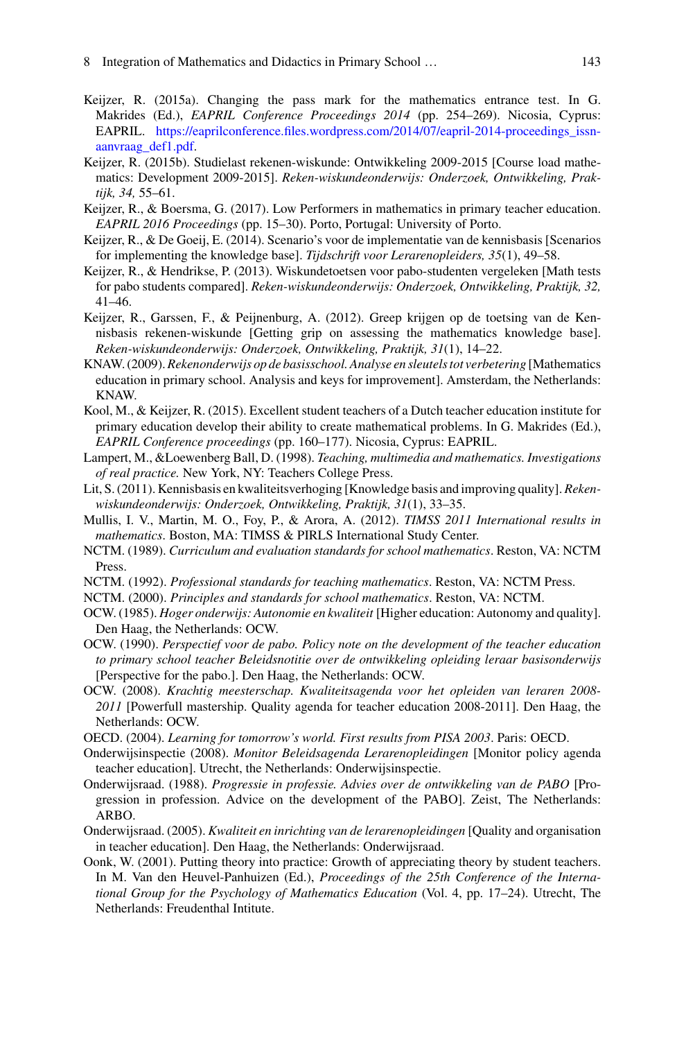Keijzer, R. (2015a). Changing the pass mark for the mathematics entrance test. In G. Makrides (Ed.), *EAPRIL Conference Proceedings 2014* (pp. 254–269). Nicosia, Cyprus: EAPRIL. https://eaprilconference.files.wordpress.com/2014/07/eapril-2014-proceedings_issn-aanvraag_def1.pdf.

Keijzer, R. (2015b). Studielast rekenen-wiskunde: Ontwikkeling 2009-2015 [Course load mathematics: Development 2009-2015]. *Reken-wiskundeonderwijs: Onderzoek, Ontwikkeling, Praktijk, 34,* 55–61.

Keijzer, R., & Boersma, G. (2017). Low Performers in mathematics in primary teacher education. *EAPRIL 2016 Proceedings* (pp. 15–30). Porto, Portugal: University of Porto.

Keijzer, R., & De Goeij, E. (2014). Scenario's voor de implementatie van de kennisbasis [Scenarios for implementing the knowledge base]. *Tijdschrift voor Lerarenopleiders, 35*(1), 49–58.

Keijzer, R., & Hendrikse, P. (2013). Wiskundetoetsen voor pabo-studenten vergeleken [Math tests for pabo students compared]. *Reken-wiskundeonderwijs: Onderzoek, Ontwikkeling, Praktijk, 32,* 41–46.

Keijzer, R., Garssen, F., & Peijnenburg, A. (2012). Greep krijgen op de toetsing van de Kennisbasis rekenen-wiskunde [Getting grip on assessing the mathematics knowledge base]. *Reken-wiskundeonderwijs: Onderzoek, Ontwikkeling, Praktijk, 31*(1), 14–22.

KNAW. (2009). *Rekenonderwijs op de basisschool. Analyse en sleutels tot verbetering* [Mathematics education in primary school. Analysis and keys for improvement]. Amsterdam, the Netherlands: KNAW.

Kool, M., & Keijzer, R. (2015). Excellent student teachers of a Dutch teacher education institute for primary education develop their ability to create mathematical problems. In G. Makrides (Ed.), *EAPRIL Conference proceedings* (pp. 160–177). Nicosia, Cyprus: EAPRIL.

Lampert, M., &Loewenberg Ball, D. (1998). *Teaching, multimedia and mathematics. Investigations of real practice.* New York, NY: Teachers College Press.

Lit, S. (2011). Kennisbasis en kwaliteitsverhoging [Knowledge basis and improving quality]. *Reken-wiskundeonderwijs: Onderzoek, Ontwikkeling, Praktijk, 31*(1), 33–35.

Mullis, I. V., Martin, M. O., Foy, P., & Arora, A. (2012). *TIMSS 2011 International results in mathematics*. Boston, MA: TIMSS & PIRLS International Study Center.

NCTM. (1989). *Curriculum and evaluation standards for school mathematics*. Reston, VA: NCTM Press.

NCTM. (1992). *Professional standards for teaching mathematics*. Reston, VA: NCTM Press.

NCTM. (2000). *Principles and standards for school mathematics*. Reston, VA: NCTM.

OCW. (1985). *Hoger onderwijs: Autonomie en kwaliteit* [Higher education: Autonomy and quality]. Den Haag, the Netherlands: OCW.

OCW. (1990). *Perspectief voor de pabo. Policy note on the development of the teacher education to primary school teacher Beleidsnotitie over de ontwikkeling opleiding leraar basisonderwijs* [Perspective for the pabo.]. Den Haag, the Netherlands: OCW.

OCW. (2008). *Krachtig meesterschap. Kwaliteitsagenda voor het opleiden van leraren 2008-2011* [Powerfull mastership. Quality agenda for teacher education 2008-2011]. Den Haag, the Netherlands: OCW.

OECD. (2004). *Learning for tomorrow's world. First results from PISA 2003*. Paris: OECD.

Onderwijsinspectie (2008). *Monitor Beleidsagenda Lerarenopleidingen* [Monitor policy agenda teacher education]. Utrecht, the Netherlands: Onderwijsinspectie.

Onderwijsraad. (1988). *Progressie in professie. Advies over de ontwikkeling van de PABO* [Progression in profession. Advice on the development of the PABO]. Zeist, The Netherlands: ARBO.

Onderwijsraad. (2005). *Kwaliteit en inrichting van de lerarenopleidingen* [Quality and organisation in teacher education]. Den Haag, the Netherlands: Onderwijsraad.

Oonk, W. (2001). Putting theory into practice: Growth of appreciating theory by student teachers. In M. Van den Heuvel-Panhuizen (Ed.), *Proceedings of the 25th Conference of the International Group for the Psychology of Mathematics Education* (Vol. 4, pp. 17–24). Utrecht, The Netherlands: Freudenthal Intitute.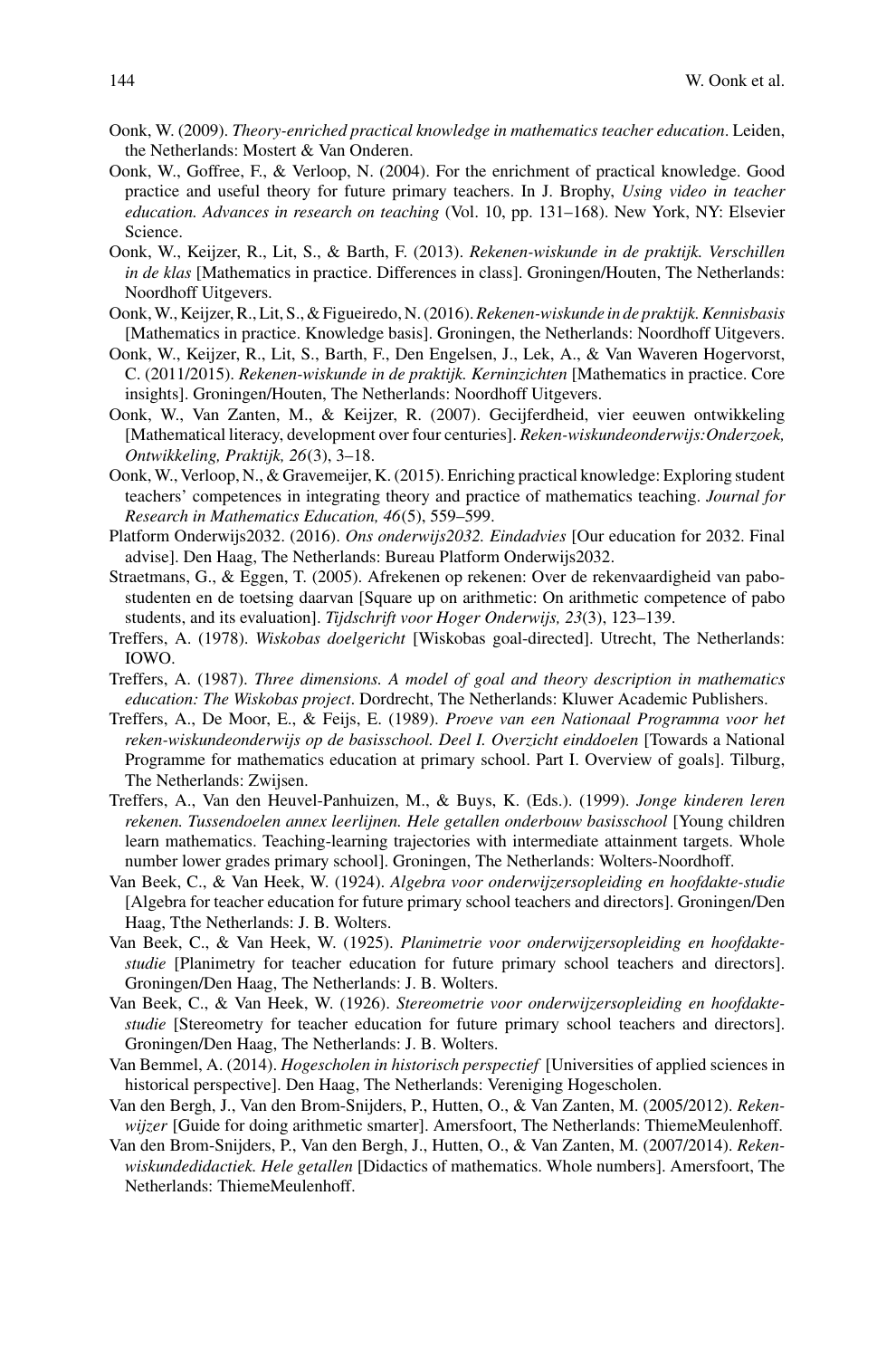Oonk, W. (2009). *Theory-enriched practical knowledge in mathematics teacher education*. Leiden, the Netherlands: Mostert & Van Onderen.

Oonk, W., Goffree, F., & Verloop, N. (2004). For the enrichment of practical knowledge. Good practice and useful theory for future primary teachers. In J. Brophy, *Using video in teacher education. Advances in research on teaching* (Vol. 10, pp. 131–168). New York, NY: Elsevier Science.

Oonk, W., Keijzer, R., Lit, S., & Barth, F. (2013). *Rekenen-wiskunde in de praktijk. Verschillen in de klas* [Mathematics in practice. Differences in class]. Groningen/Houten, The Netherlands: Noordhoff Uitgevers.

Oonk, W., Keijzer, R., Lit, S., & Figueiredo, N. (2016). *Rekenen-wiskunde in de praktijk. Kennisbasis* [Mathematics in practice. Knowledge basis]. Groningen, the Netherlands: Noordhoff Uitgevers.

Oonk, W., Keijzer, R., Lit, S., Barth, F., Den Engelsen, J., Lek, A., & Van Waveren Hogervorst, C. (2011/2015). *Rekenen-wiskunde in de praktijk. Kerninzichten* [Mathematics in practice. Core insights]. Groningen/Houten, The Netherlands: Noordhoff Uitgevers.

Oonk, W., Van Zanten, M., & Keijzer, R. (2007). Gecijferdheid, vier eeuwen ontwikkeling [Mathematical literacy, development over four centuries]. *Reken-wiskundeonderwijs: Onderzoek, Ontwikkeling, Praktijk, 26*(3), 3–18.

Oonk, W., Verloop, N., & Gravemeijer, K. (2015). Enriching practical knowledge: Exploring student teachers' competences in integrating theory and practice of mathematics teaching. *Journal for Research in Mathematics Education, 46*(5), 559–599.

Platform Onderwijs2032. (2016). *Ons onderwijs2032. Eindadvies* [Our education for 2032. Final advise]. Den Haag, The Netherlands: Bureau Platform Onderwijs2032.

Straetmans, G., & Eggen, T. (2005). Afrekenen op rekenen: Over de rekenvaardigheid van pabostudenten en de toetsing daarvan [Square up on arithmetic: On arithmetic competence of pabo students, and its evaluation]. *Tijdschrift voor Hoger Onderwijs, 23*(3), 123–139.

Treffers, A. (1978). *Wiskobas doelgericht* [Wiskobas goal-directed]. Utrecht, The Netherlands: IOWO.

Treffers, A. (1987). *Three dimensions. A model of goal and theory description in mathematics education: The Wiskobas project*. Dordrecht, The Netherlands: Kluwer Academic Publishers.

Treffers, A., De Moor, E., & Feijs, E. (1989). *Proeve van een Nationaal Programma voor het reken-wiskundeonderwijs op de basisschool. Deel I. Overzicht einddoelen* [Towards a National Programme for mathematics education at primary school. Part I. Overview of goals]. Tilburg, The Netherlands: Zwijsen.

Treffers, A., Van den Heuvel-Panhuizen, M., & Buys, K. (Eds.). (1999). *Jonge kinderen leren rekenen. Tussendoelen annex leerlijnen. Hele getallen onderbouw basisschool* [Young children learn mathematics. Teaching-learning trajectories with intermediate attainment targets. Whole number lower grades primary school]. Groningen, The Netherlands: Wolters-Noordhoff.

Van Beek, C., & Van Heek, W. (1924). *Algebra voor onderwijzersopleiding en hoofdakte-studie* [Algebra for teacher education for future primary school teachers and directors]. Groningen/Den Haag, Tthe Netherlands: J. B. Wolters.

Van Beek, C., & Van Heek, W. (1925). *Planimetrie voor onderwijzersopleiding en hoofdakte-studie* [Planimetry for teacher education for future primary school teachers and directors]. Groningen/Den Haag, The Netherlands: J. B. Wolters.

Van Beek, C., & Van Heek, W. (1926). *Stereometrie voor onderwijzersopleiding en hoofdakte-studie* [Stereometry for teacher education for future primary school teachers and directors]. Groningen/Den Haag, The Netherlands: J. B. Wolters.

Van Bemmel, A. (2014). *Hogescholen in historisch perspectief* [Universities of applied sciences in historical perspective]. Den Haag, The Netherlands: Vereniging Hogescholen.

Van den Bergh, J., Van den Brom-Snijders, P., Hutten, O., & Van Zanten, M. (2005/2012). *Rekenwijzer* [Guide for doing arithmetic smarter]. Amersfoort, The Netherlands: ThiemeMeulenhoff.

Van den Brom-Snijders, P., Van den Bergh, J., Hutten, O., & Van Zanten, M. (2007/2014). *Rekenwiskundedidactiek. Hele getallen* [Didactics of mathematics. Whole numbers]. Amersfoort, The Netherlands: ThiemeMeulenhoff.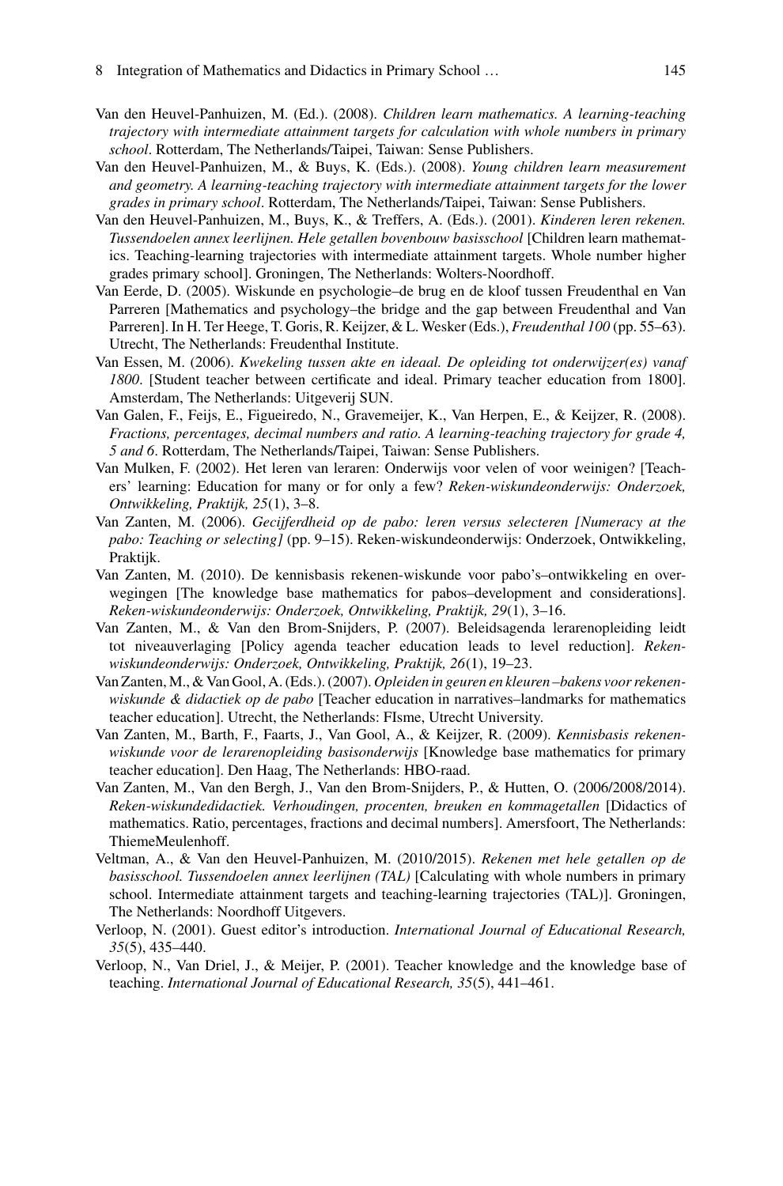Van den Heuvel-Panhuizen, M. (Ed.). (2008). *Children learn mathematics. A learning-teaching trajectory with intermediate attainment targets for calculation with whole numbers in primary school*. Rotterdam, The Netherlands/Taipei, Taiwan: Sense Publishers.

Van den Heuvel-Panhuizen, M., & Buys, K. (Eds.). (2008). *Young children learn measurement and geometry. A learning-teaching trajectory with intermediate attainment targets for the lower grades in primary school*. Rotterdam, The Netherlands/Taipei, Taiwan: Sense Publishers.

Van den Heuvel-Panhuizen, M., Buys, K., & Treffers, A. (Eds.). (2001). *Kinderen leren rekenen. Tussendoelen annex leerlijnen. Hele getallen bovenbouw basisschool* [Children learn mathematics. Teaching-learning trajectories with intermediate attainment targets. Whole number higher grades primary school]. Groningen, The Netherlands: Wolters-Noordhoff.

Van Eerde, D. (2005). Wiskunde en psychologie–de brug en de kloof tussen Freudenthal en Van Parreren [Mathematics and psychology–the bridge and the gap between Freudenthal and Van Parreren]. In H. Ter Heege, T. Goris, R. Keijzer, & L. Wesker (Eds.), *Freudenthal 100* (pp. 55–63). Utrecht, The Netherlands: Freudenthal Institute.

Van Essen, M. (2006). *Kwekeling tussen akte en ideaal. De opleiding tot onderwijzer(es) vanaf 1800*. [Student teacher between certificate and ideal. Primary teacher education from 1800]. Amsterdam, The Netherlands: Uitgeverij SUN.

Van Galen, F., Feijs, E., Figueiredo, N., Gravemeijer, K., Van Herpen, E., & Keijzer, R. (2008). *Fractions, percentages, decimal numbers and ratio. A learning-teaching trajectory for grade 4, 5 and 6*. Rotterdam, The Netherlands/Taipei, Taiwan: Sense Publishers.

Van Mulken, F. (2002). Het leren van leraren: Onderwijs voor velen of voor weinigen? [Teachers' learning: Education for many or for only a few? *Reken-wiskundeonderwijs: Onderzoek, Ontwikkeling, Praktijk, 25*(1), 3–8.

Van Zanten, M. (2006). *Gecijferdheid op de pabo: leren versus selecteren [Numeracy at the pabo: Teaching or selecting]* (pp. 9–15). Reken-wiskundeonderwijs: Onderzoek, Ontwikkeling, Praktijk.

Van Zanten, M. (2010). De kennisbasis rekenen-wiskunde voor pabo's–ontwikkeling en overwegingen [The knowledge base mathematics for pabos–development and considerations]. *Reken-wiskundeonderwijs: Onderzoek, Ontwikkeling, Praktijk, 29*(1), 3–16.

Van Zanten, M., & Van den Brom-Snijders, P. (2007). Beleidsagenda lerarenopleiding leidt tot niveauverlaging [Policy agenda teacher education leads to level reduction]. *Reken-wiskundeonderwijs: Onderzoek, Ontwikkeling, Praktijk, 26*(1), 19–23.

Van Zanten, M., & Van Gool, A. (Eds.). (2007). *Opleiden in geuren en kleuren –bakens voor rekenen-wiskunde & didactiek op de pabo* [Teacher education in narratives–landmarks for mathematics teacher education]. Utrecht, the Netherlands: FIsme, Utrecht University.

Van Zanten, M., Barth, F., Faarts, J., Van Gool, A., & Keijzer, R. (2009). *Kennisbasis rekenen-wiskunde voor de lerarenopleiding basisonderwijs* [Knowledge base mathematics for primary teacher education]. Den Haag, The Netherlands: HBO-raad.

Van Zanten, M., Van den Bergh, J., Van den Brom-Snijders, P., & Hutten, O. (2006/2008/2014). *Reken-wiskundedidactiek. Verhoudingen, procenten, breuken en kommagetallen* [Didactics of mathematics. Ratio, percentages, fractions and decimal numbers]. Amersfoort, The Netherlands: ThiemeMeulenhoff.

Veltman, A., & Van den Heuvel-Panhuizen, M. (2010/2015). *Rekenen met hele getallen op de basisschool. Tussendoelen annex leerlijnen (TAL)* [Calculating with whole numbers in primary school. Intermediate attainment targets and teaching-learning trajectories (TAL)]. Groningen, The Netherlands: Noordhoff Uitgevers.

Verloop, N. (2001). Guest editor's introduction. *International Journal of Educational Research, 35*(5), 435–440.

Verloop, N., Van Driel, J., & Meijer, P. (2001). Teacher knowledge and the knowledge base of teaching. *International Journal of Educational Research, 35*(5), 441–461.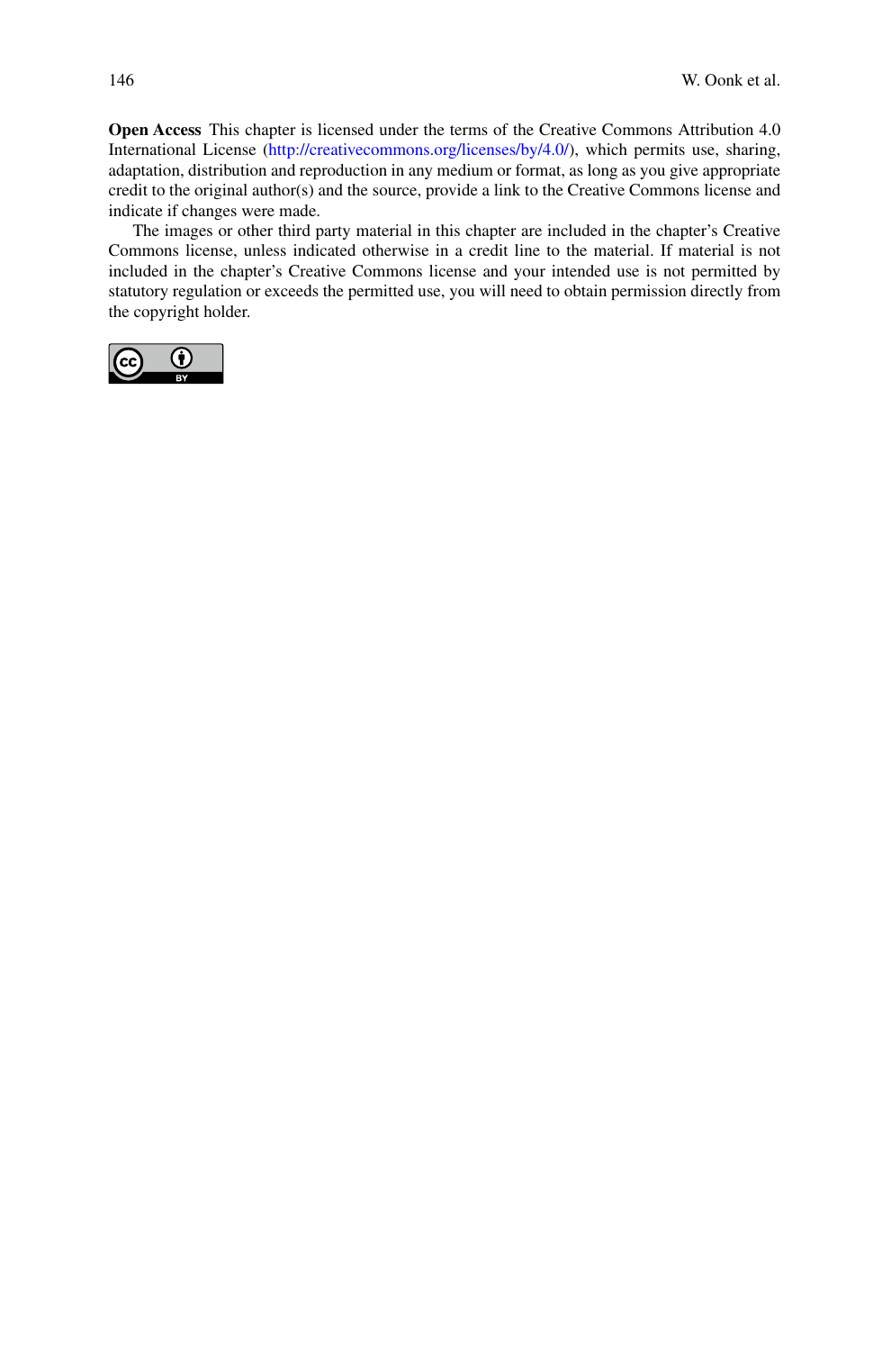**Open Access** This chapter is licensed under the terms of the Creative Commons Attribution 4.0 International License (http://creativecommons.org/licenses/by/4.0/), which permits use, sharing, adaptation, distribution and reproduction in any medium or format, as long as you give appropriate credit to the original author(s) and the source, provide a link to the Creative Commons license and indicate if changes were made.

The images or other third party material in this chapter are included in the chapter's Creative Commons license, unless indicated otherwise in a credit line to the material. If material is not included in the chapter's Creative Commons license and your intended use is not permitted by statutory regulation or exceeds the permitted use, you will need to obtain permission directly from the copyright holder.